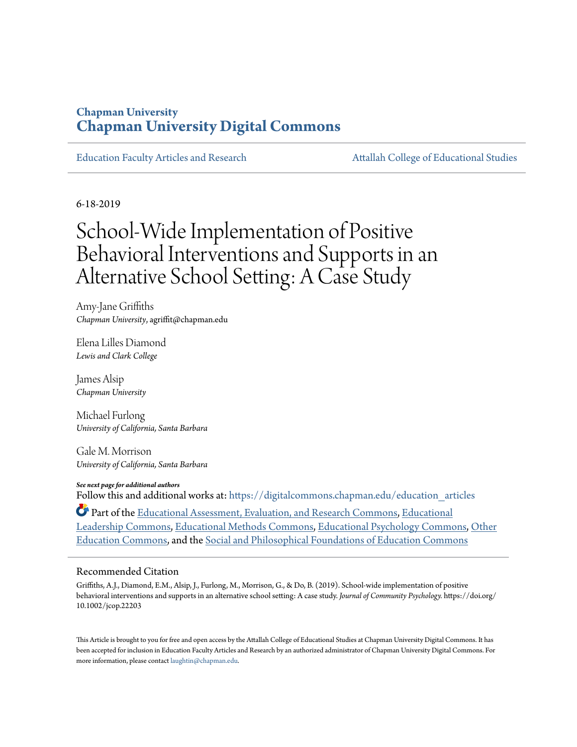Chapman University

**Chapman University Digital Commons**

Education Faculty Articles and Research | Attallah College of Educational Studies

6-18-2019

# School-Wide Implementation of Positive Behavioral Interventions and Supports in an Alternative School Setting: A Case Study

Amy-Jane Griffiths
*Chapman University*, agriffit@chapman.edu

Elena Lilles Diamond
*Lewis and Clark College*

James Alsip
*Chapman University*

Michael Furlong
*University of California, Santa Barbara*

Gale M. Morrison
*University of California, Santa Barbara*

***See next page for additional authors***

Follow this and additional works at: https://digitalcommons.chapman.edu/education_articles

Part of the Educational Assessment, Evaluation, and Research Commons, Educational Leadership Commons, Educational Methods Commons, Educational Psychology Commons, Other Education Commons, and the Social and Philosophical Foundations of Education Commons

## Recommended Citation

Griffiths, A.J., Diamond, E.M., Alsip, J., Furlong, M., Morrison, G., & Do, B. (2019). School-wide implementation of positive behavioral interventions and supports in an alternative school setting: A case study. *Journal of Community Psychology.* https://doi.org/10.1002/jcop.22203

This Article is brought to you for free and open access by the Attallah College of Educational Studies at Chapman University Digital Commons. It has been accepted for inclusion in Education Faculty Articles and Research by an authorized administrator of Chapman University Digital Commons. For more information, please contact laughtin@chapman.edu.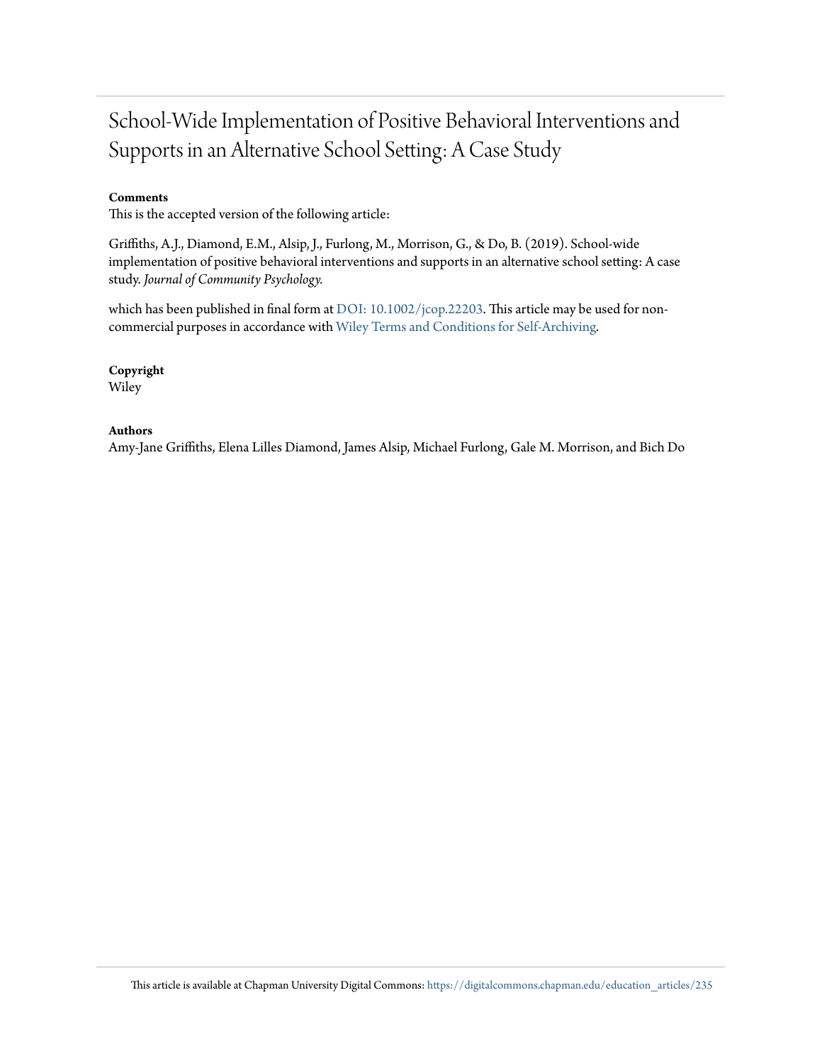# School-Wide Implementation of Positive Behavioral Interventions and Supports in an Alternative School Setting: A Case Study

**Comments**

This is the accepted version of the following article:

Griffiths, A.J., Diamond, E.M., Alsip, J., Furlong, M., Morrison, G., & Do, B. (2019). School-wide implementation of positive behavioral interventions and supports in an alternative school setting: A case study. *Journal of Community Psychology.*

which has been published in final form at DOI: 10.1002/jcop.22203. This article may be used for non-commercial purposes in accordance with Wiley Terms and Conditions for Self-Archiving.

**Copyright**

Wiley

**Authors**

Amy-Jane Griffiths, Elena Lilles Diamond, James Alsip, Michael Furlong, Gale M. Morrison, and Bich Do

This article is available at Chapman University Digital Commons: https://digitalcommons.chapman.edu/education_articles/235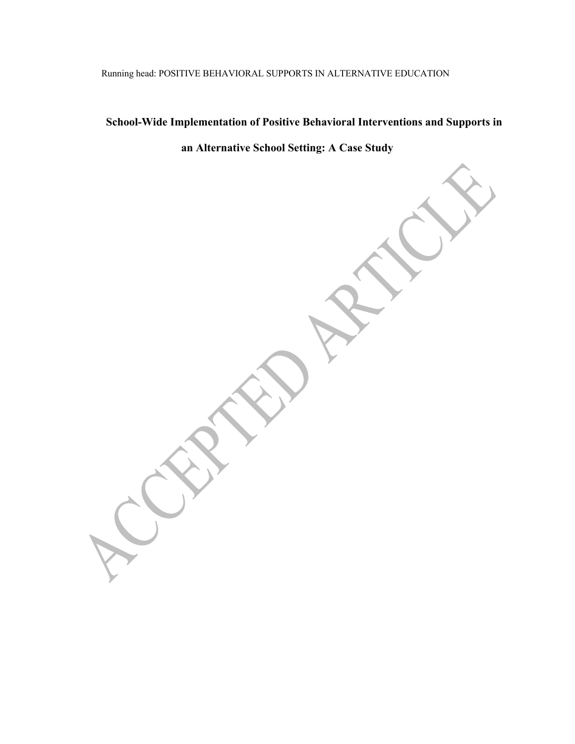# School-Wide Implementation of Positive Behavioral Interventions and Supports in an Alternative School Setting: A Case Study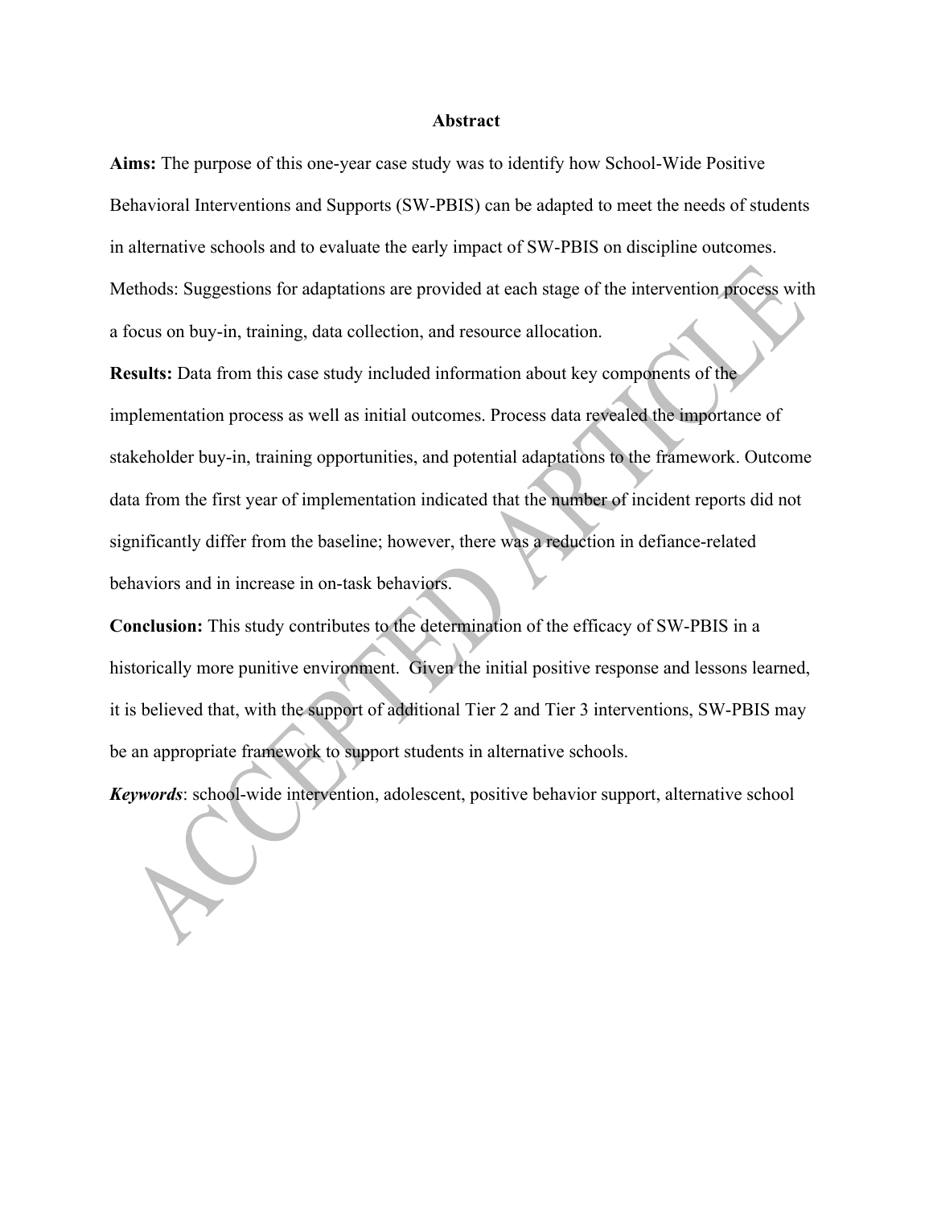## Abstract

**Aims:** The purpose of this one-year case study was to identify how School-Wide Positive Behavioral Interventions and Supports (SW-PBIS) can be adapted to meet the needs of students in alternative schools and to evaluate the early impact of SW-PBIS on discipline outcomes. Methods: Suggestions for adaptations are provided at each stage of the intervention process with a focus on buy-in, training, data collection, and resource allocation.

**Results:** Data from this case study included information about key components of the implementation process as well as initial outcomes. Process data revealed the importance of stakeholder buy-in, training opportunities, and potential adaptations to the framework. Outcome data from the first year of implementation indicated that the number of incident reports did not significantly differ from the baseline; however, there was a reduction in defiance-related behaviors and in increase in on-task behaviors.

**Conclusion:** This study contributes to the determination of the efficacy of SW-PBIS in a historically more punitive environment. Given the initial positive response and lessons learned, it is believed that, with the support of additional Tier 2 and Tier 3 interventions, SW-PBIS may be an appropriate framework to support students in alternative schools.

***Keywords***: school-wide intervention, adolescent, positive behavior support, alternative school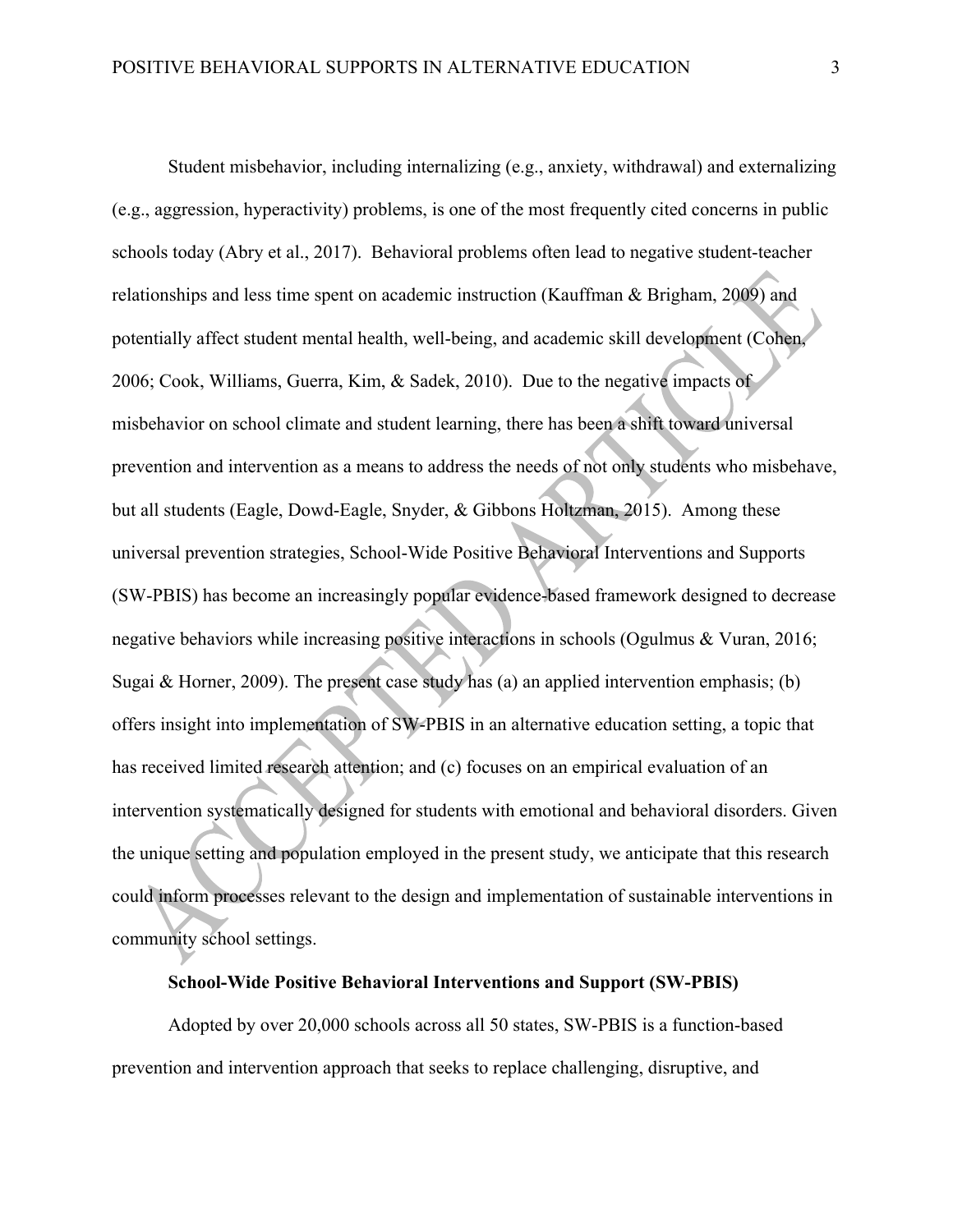Student misbehavior, including internalizing (e.g., anxiety, withdrawal) and externalizing (e.g., aggression, hyperactivity) problems, is one of the most frequently cited concerns in public schools today (Abry et al., 2017). Behavioral problems often lead to negative student-teacher relationships and less time spent on academic instruction (Kauffman & Brigham, 2009) and potentially affect student mental health, well-being, and academic skill development (Cohen, 2006; Cook, Williams, Guerra, Kim, & Sadek, 2010). Due to the negative impacts of misbehavior on school climate and student learning, there has been a shift toward universal prevention and intervention as a means to address the needs of not only students who misbehave, but all students (Eagle, Dowd-Eagle, Snyder, & Gibbons Holtzman, 2015). Among these universal prevention strategies, School-Wide Positive Behavioral Interventions and Supports (SW-PBIS) has become an increasingly popular evidence-based framework designed to decrease negative behaviors while increasing positive interactions in schools (Ogulmus & Vuran, 2016; Sugai & Horner, 2009). The present case study has (a) an applied intervention emphasis; (b) offers insight into implementation of SW-PBIS in an alternative education setting, a topic that has received limited research attention; and (c) focuses on an empirical evaluation of an intervention systematically designed for students with emotional and behavioral disorders. Given the unique setting and population employed in the present study, we anticipate that this research could inform processes relevant to the design and implementation of sustainable interventions in community school settings.

## School-Wide Positive Behavioral Interventions and Support (SW-PBIS)

Adopted by over 20,000 schools across all 50 states, SW-PBIS is a function-based prevention and intervention approach that seeks to replace challenging, disruptive, and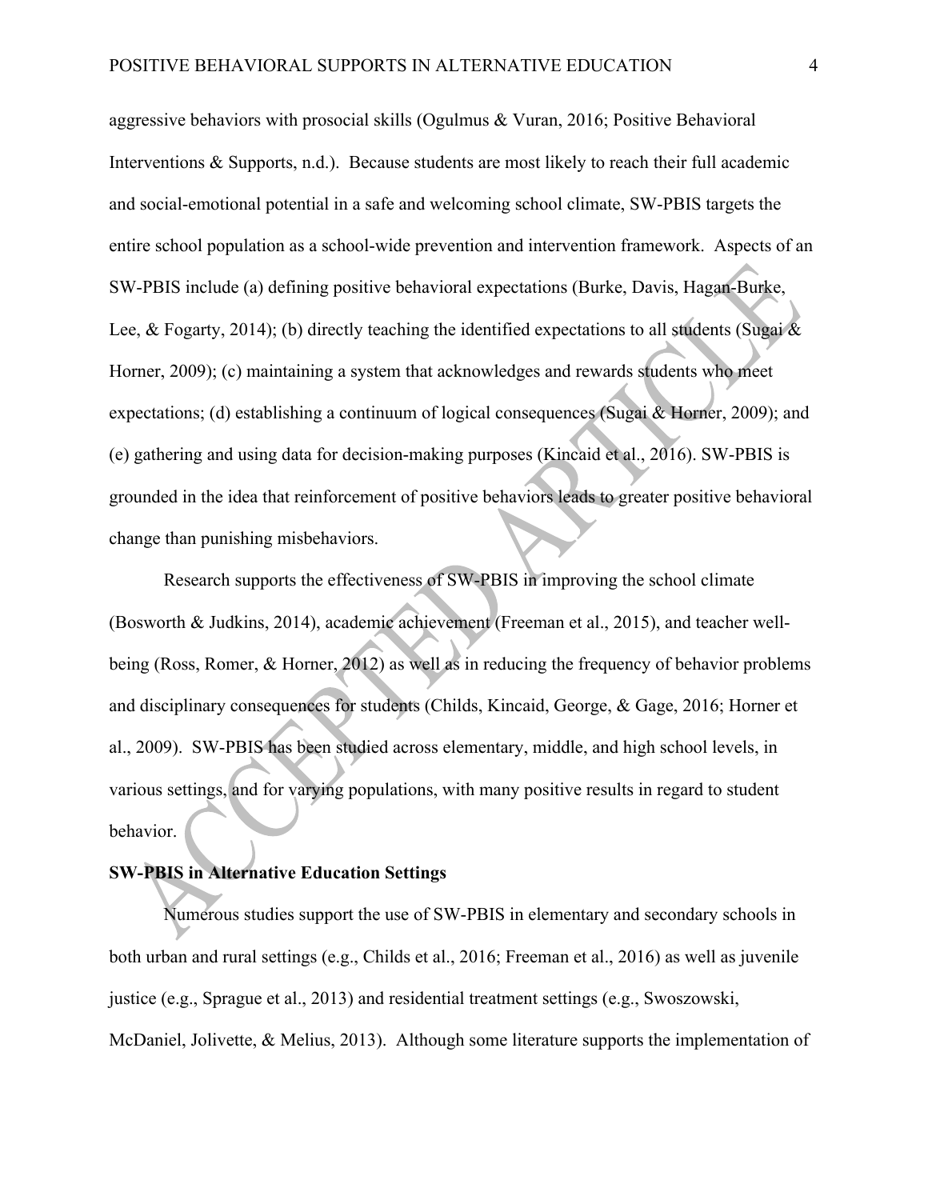aggressive behaviors with prosocial skills (Ogulmus & Vuran, 2016; Positive Behavioral Interventions & Supports, n.d.). Because students are most likely to reach their full academic and social-emotional potential in a safe and welcoming school climate, SW-PBIS targets the entire school population as a school-wide prevention and intervention framework. Aspects of an SW-PBIS include (a) defining positive behavioral expectations (Burke, Davis, Hagan-Burke, Lee, & Fogarty, 2014); (b) directly teaching the identified expectations to all students (Sugai & Horner, 2009); (c) maintaining a system that acknowledges and rewards students who meet expectations; (d) establishing a continuum of logical consequences (Sugai & Horner, 2009); and (e) gathering and using data for decision-making purposes (Kincaid et al., 2016). SW-PBIS is grounded in the idea that reinforcement of positive behaviors leads to greater positive behavioral change than punishing misbehaviors.

Research supports the effectiveness of SW-PBIS in improving the school climate (Bosworth & Judkins, 2014), academic achievement (Freeman et al., 2015), and teacher well-being (Ross, Romer, & Horner, 2012) as well as in reducing the frequency of behavior problems and disciplinary consequences for students (Childs, Kincaid, George, & Gage, 2016; Horner et al., 2009). SW-PBIS has been studied across elementary, middle, and high school levels, in various settings, and for varying populations, with many positive results in regard to student behavior.

**SW-PBIS in Alternative Education Settings**

Numerous studies support the use of SW-PBIS in elementary and secondary schools in both urban and rural settings (e.g., Childs et al., 2016; Freeman et al., 2016) as well as juvenile justice (e.g., Sprague et al., 2013) and residential treatment settings (e.g., Swoszowski, McDaniel, Jolivette, & Melius, 2013). Although some literature supports the implementation of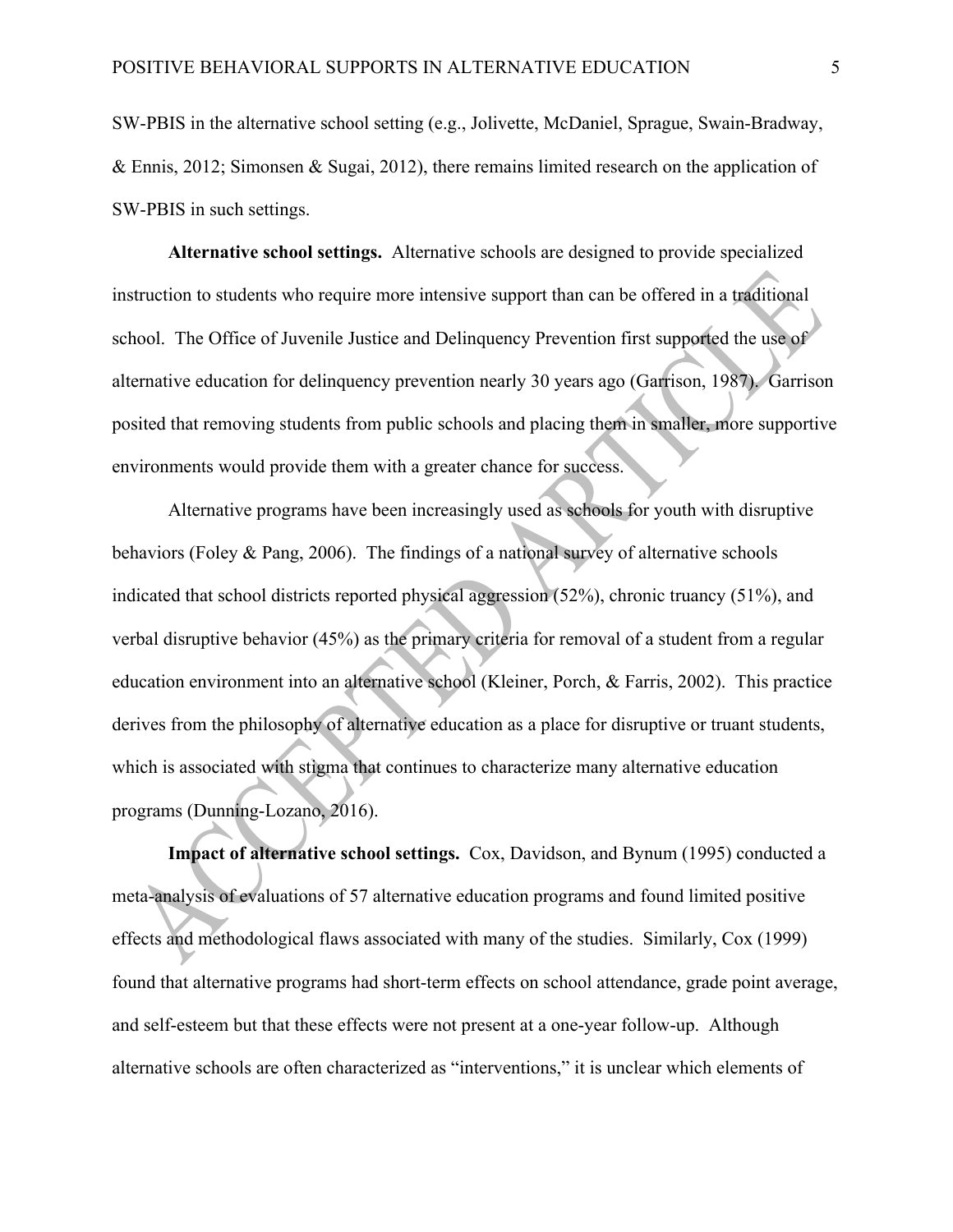SW-PBIS in the alternative school setting (e.g., Jolivette, McDaniel, Sprague, Swain-Bradway, & Ennis, 2012; Simonsen & Sugai, 2012), there remains limited research on the application of SW-PBIS in such settings.

**Alternative school settings.** Alternative schools are designed to provide specialized instruction to students who require more intensive support than can be offered in a traditional school. The Office of Juvenile Justice and Delinquency Prevention first supported the use of alternative education for delinquency prevention nearly 30 years ago (Garrison, 1987). Garrison posited that removing students from public schools and placing them in smaller, more supportive environments would provide them with a greater chance for success.

Alternative programs have been increasingly used as schools for youth with disruptive behaviors (Foley & Pang, 2006). The findings of a national survey of alternative schools indicated that school districts reported physical aggression (52%), chronic truancy (51%), and verbal disruptive behavior (45%) as the primary criteria for removal of a student from a regular education environment into an alternative school (Kleiner, Porch, & Farris, 2002). This practice derives from the philosophy of alternative education as a place for disruptive or truant students, which is associated with stigma that continues to characterize many alternative education programs (Dunning-Lozano, 2016).

**Impact of alternative school settings.** Cox, Davidson, and Bynum (1995) conducted a meta-analysis of evaluations of 57 alternative education programs and found limited positive effects and methodological flaws associated with many of the studies. Similarly, Cox (1999) found that alternative programs had short-term effects on school attendance, grade point average, and self-esteem but that these effects were not present at a one-year follow-up. Although alternative schools are often characterized as "interventions," it is unclear which elements of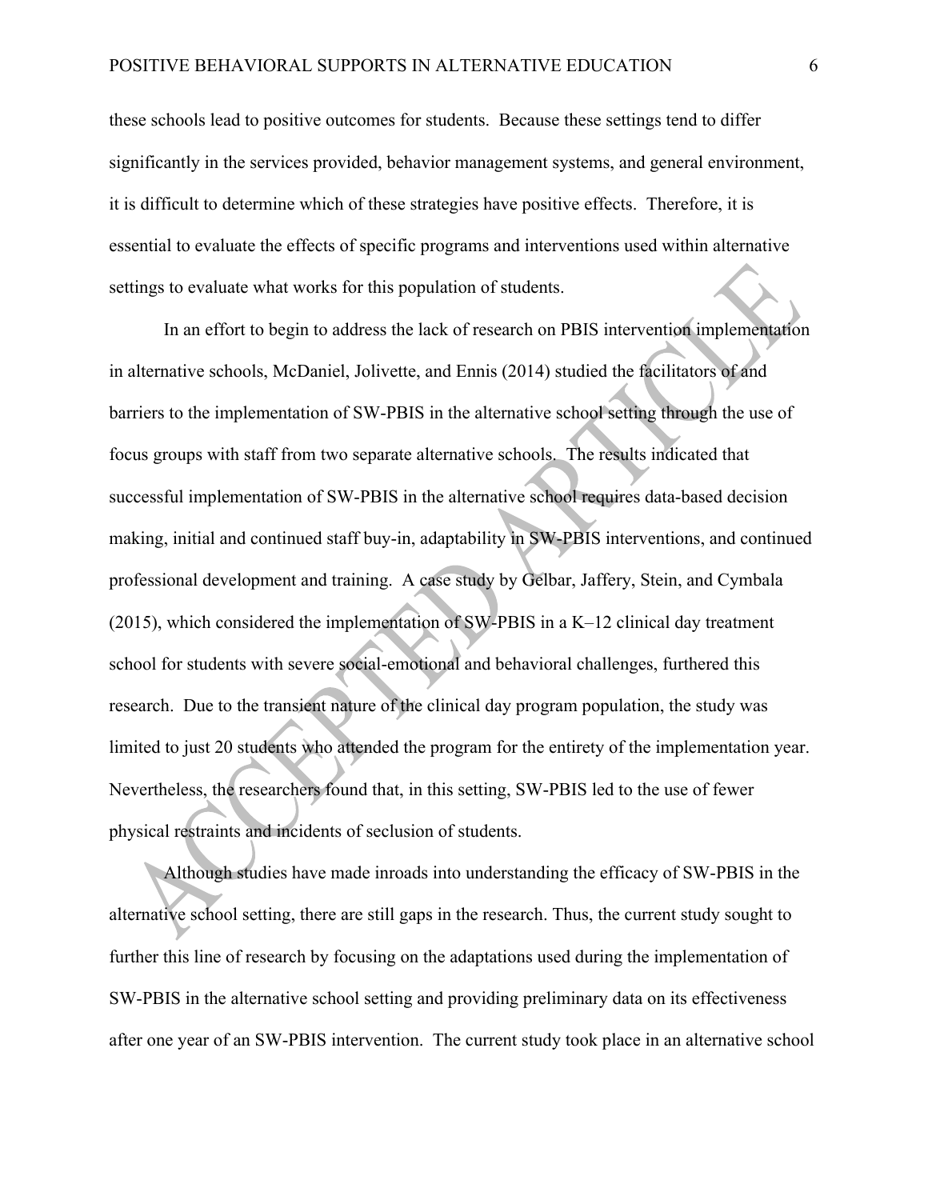these schools lead to positive outcomes for students. Because these settings tend to differ significantly in the services provided, behavior management systems, and general environment, it is difficult to determine which of these strategies have positive effects. Therefore, it is essential to evaluate the effects of specific programs and interventions used within alternative settings to evaluate what works for this population of students.

In an effort to begin to address the lack of research on PBIS intervention implementation in alternative schools, McDaniel, Jolivette, and Ennis (2014) studied the facilitators of and barriers to the implementation of SW-PBIS in the alternative school setting through the use of focus groups with staff from two separate alternative schools. The results indicated that successful implementation of SW-PBIS in the alternative school requires data-based decision making, initial and continued staff buy-in, adaptability in SW-PBIS interventions, and continued professional development and training. A case study by Gelbar, Jaffery, Stein, and Cymbala (2015), which considered the implementation of SW-PBIS in a K–12 clinical day treatment school for students with severe social-emotional and behavioral challenges, furthered this research. Due to the transient nature of the clinical day program population, the study was limited to just 20 students who attended the program for the entirety of the implementation year. Nevertheless, the researchers found that, in this setting, SW-PBIS led to the use of fewer physical restraints and incidents of seclusion of students.

Although studies have made inroads into understanding the efficacy of SW-PBIS in the alternative school setting, there are still gaps in the research. Thus, the current study sought to further this line of research by focusing on the adaptations used during the implementation of SW-PBIS in the alternative school setting and providing preliminary data on its effectiveness after one year of an SW-PBIS intervention. The current study took place in an alternative school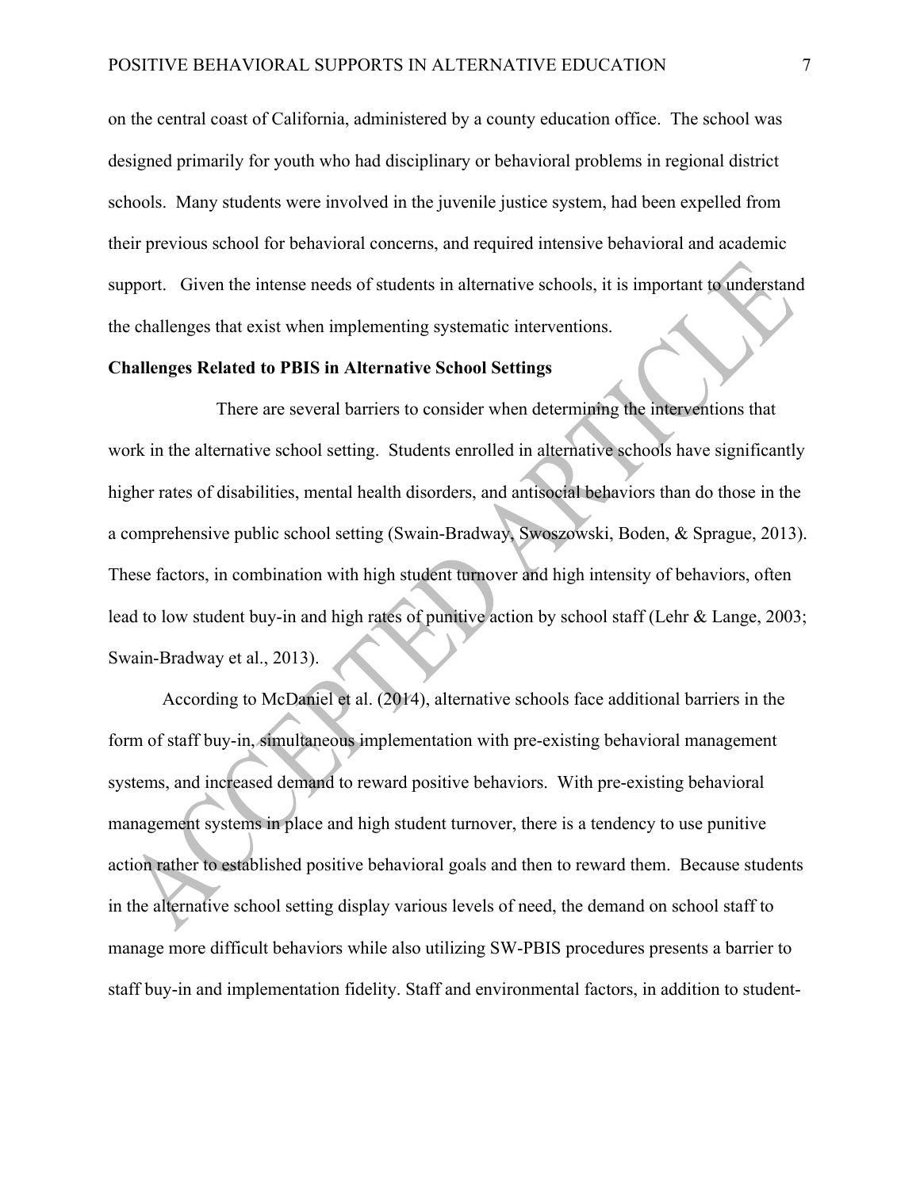on the central coast of California, administered by a county education office. The school was designed primarily for youth who had disciplinary or behavioral problems in regional district schools. Many students were involved in the juvenile justice system, had been expelled from their previous school for behavioral concerns, and required intensive behavioral and academic support. Given the intense needs of students in alternative schools, it is important to understand the challenges that exist when implementing systematic interventions.

**Challenges Related to PBIS in Alternative School Settings**

There are several barriers to consider when determining the interventions that work in the alternative school setting. Students enrolled in alternative schools have significantly higher rates of disabilities, mental health disorders, and antisocial behaviors than do those in the a comprehensive public school setting (Swain-Bradway, Swoszowski, Boden, & Sprague, 2013). These factors, in combination with high student turnover and high intensity of behaviors, often lead to low student buy-in and high rates of punitive action by school staff (Lehr & Lange, 2003; Swain-Bradway et al., 2013).

According to McDaniel et al. (2014), alternative schools face additional barriers in the form of staff buy-in, simultaneous implementation with pre-existing behavioral management systems, and increased demand to reward positive behaviors. With pre-existing behavioral management systems in place and high student turnover, there is a tendency to use punitive action rather to established positive behavioral goals and then to reward them. Because students in the alternative school setting display various levels of need, the demand on school staff to manage more difficult behaviors while also utilizing SW-PBIS procedures presents a barrier to staff buy-in and implementation fidelity. Staff and environmental factors, in addition to student-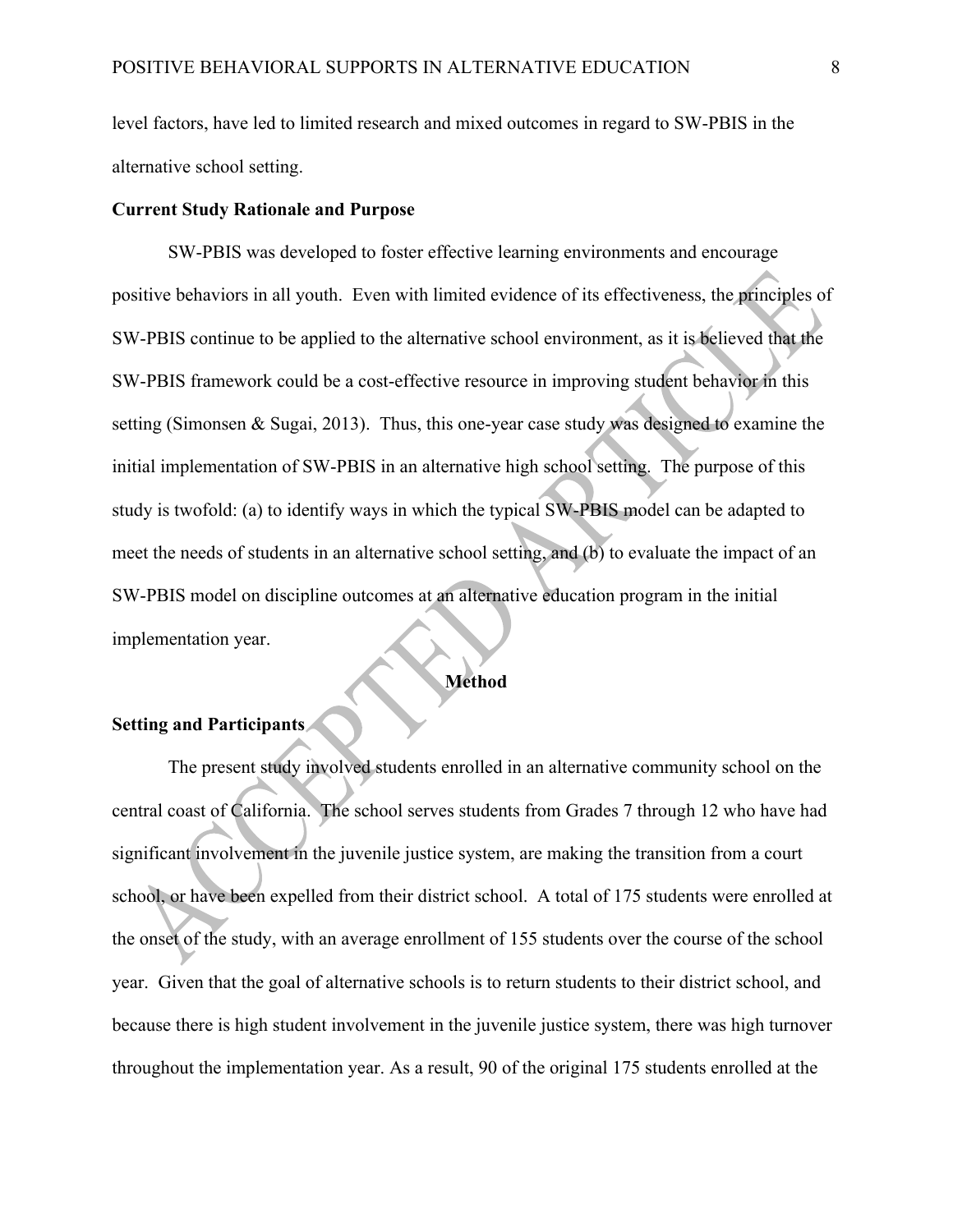level factors, have led to limited research and mixed outcomes in regard to SW-PBIS in the alternative school setting.

**Current Study Rationale and Purpose**

SW-PBIS was developed to foster effective learning environments and encourage positive behaviors in all youth. Even with limited evidence of its effectiveness, the principles of SW-PBIS continue to be applied to the alternative school environment, as it is believed that the SW-PBIS framework could be a cost-effective resource in improving student behavior in this setting (Simonsen & Sugai, 2013). Thus, this one-year case study was designed to examine the initial implementation of SW-PBIS in an alternative high school setting. The purpose of this study is twofold: (a) to identify ways in which the typical SW-PBIS model can be adapted to meet the needs of students in an alternative school setting, and (b) to evaluate the impact of an SW-PBIS model on discipline outcomes at an alternative education program in the initial implementation year.

## Method

**Setting and Participants**

The present study involved students enrolled in an alternative community school on the central coast of California. The school serves students from Grades 7 through 12 who have had significant involvement in the juvenile justice system, are making the transition from a court school, or have been expelled from their district school. A total of 175 students were enrolled at the onset of the study, with an average enrollment of 155 students over the course of the school year. Given that the goal of alternative schools is to return students to their district school, and because there is high student involvement in the juvenile justice system, there was high turnover throughout the implementation year. As a result, 90 of the original 175 students enrolled at the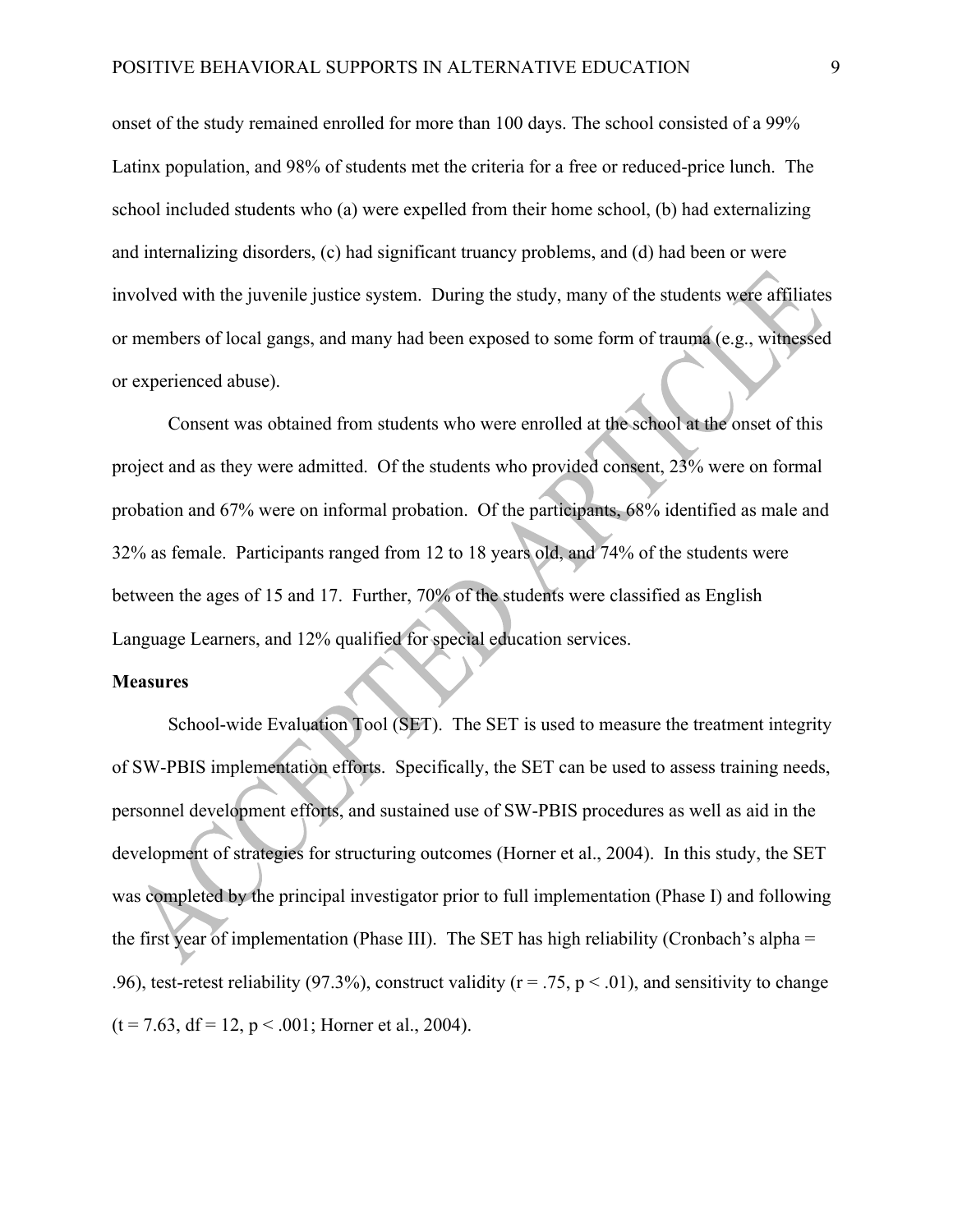onset of the study remained enrolled for more than 100 days. The school consisted of a 99% Latinx population, and 98% of students met the criteria for a free or reduced-price lunch. The school included students who (a) were expelled from their home school, (b) had externalizing and internalizing disorders, (c) had significant truancy problems, and (d) had been or were involved with the juvenile justice system. During the study, many of the students were affiliates or members of local gangs, and many had been exposed to some form of trauma (e.g., witnessed or experienced abuse).

Consent was obtained from students who were enrolled at the school at the onset of this project and as they were admitted. Of the students who provided consent, 23% were on formal probation and 67% were on informal probation. Of the participants, 68% identified as male and 32% as female. Participants ranged from 12 to 18 years old, and 74% of the students were between the ages of 15 and 17. Further, 70% of the students were classified as English Language Learners, and 12% qualified for special education services.

**Measures**

School-wide Evaluation Tool (SET). The SET is used to measure the treatment integrity of SW-PBIS implementation efforts. Specifically, the SET can be used to assess training needs, personnel development efforts, and sustained use of SW-PBIS procedures as well as aid in the development of strategies for structuring outcomes (Horner et al., 2004). In this study, the SET was completed by the principal investigator prior to full implementation (Phase I) and following the first year of implementation (Phase III). The SET has high reliability (Cronbach's alpha = .96), test-retest reliability (97.3%), construct validity ($r = .75$, $p < .01$), and sensitivity to change ($t = 7.63$, $df = 12$, $p < .001$; Horner et al., 2004).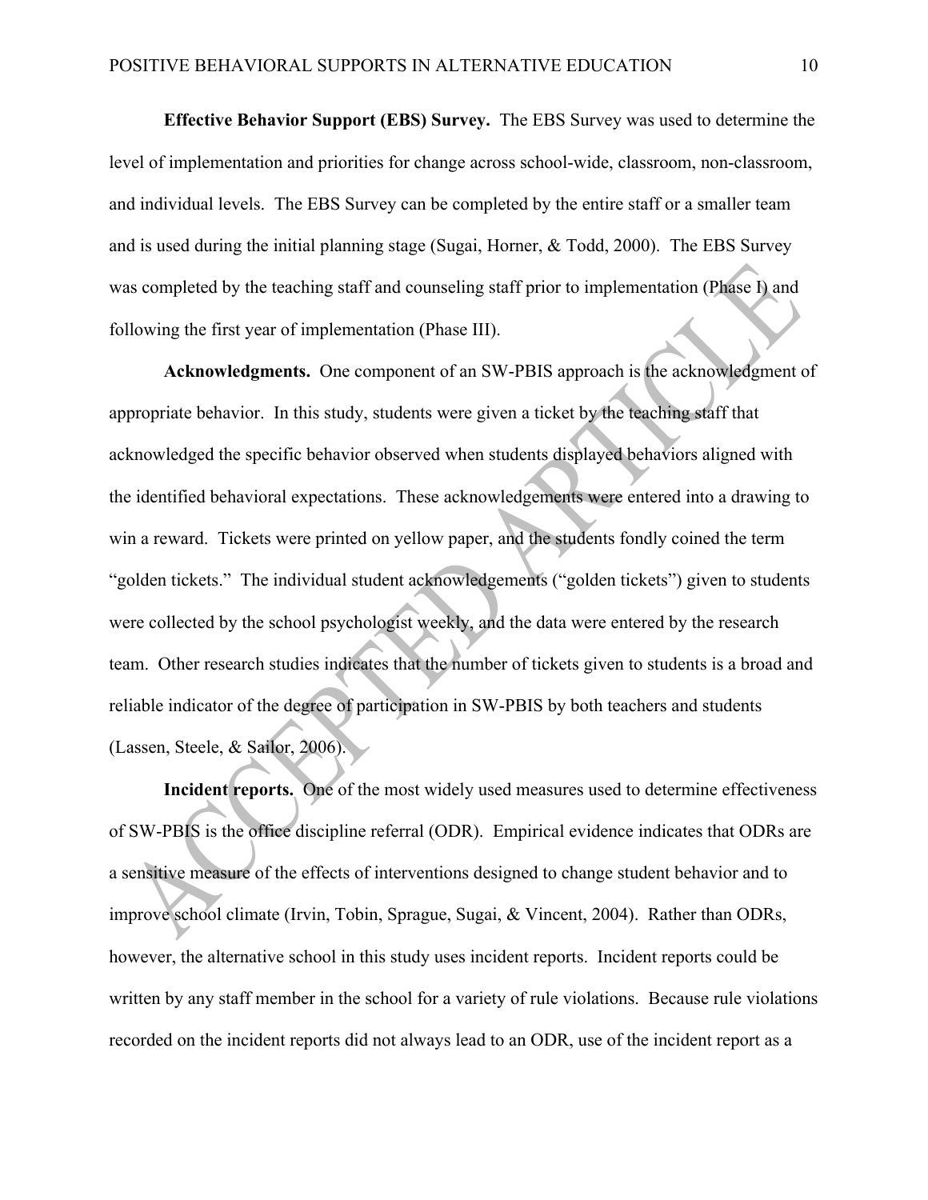**Effective Behavior Support (EBS) Survey.** The EBS Survey was used to determine the level of implementation and priorities for change across school-wide, classroom, non-classroom, and individual levels. The EBS Survey can be completed by the entire staff or a smaller team and is used during the initial planning stage (Sugai, Horner, & Todd, 2000). The EBS Survey was completed by the teaching staff and counseling staff prior to implementation (Phase I) and following the first year of implementation (Phase III).

**Acknowledgments.** One component of an SW-PBIS approach is the acknowledgment of appropriate behavior. In this study, students were given a ticket by the teaching staff that acknowledged the specific behavior observed when students displayed behaviors aligned with the identified behavioral expectations. These acknowledgements were entered into a drawing to win a reward. Tickets were printed on yellow paper, and the students fondly coined the term "golden tickets." The individual student acknowledgements ("golden tickets") given to students were collected by the school psychologist weekly, and the data were entered by the research team. Other research studies indicates that the number of tickets given to students is a broad and reliable indicator of the degree of participation in SW-PBIS by both teachers and students (Lassen, Steele, & Sailor, 2006).

**Incident reports.** One of the most widely used measures used to determine effectiveness of SW-PBIS is the office discipline referral (ODR). Empirical evidence indicates that ODRs are a sensitive measure of the effects of interventions designed to change student behavior and to improve school climate (Irvin, Tobin, Sprague, Sugai, & Vincent, 2004). Rather than ODRs, however, the alternative school in this study uses incident reports. Incident reports could be written by any staff member in the school for a variety of rule violations. Because rule violations recorded on the incident reports did not always lead to an ODR, use of the incident report as a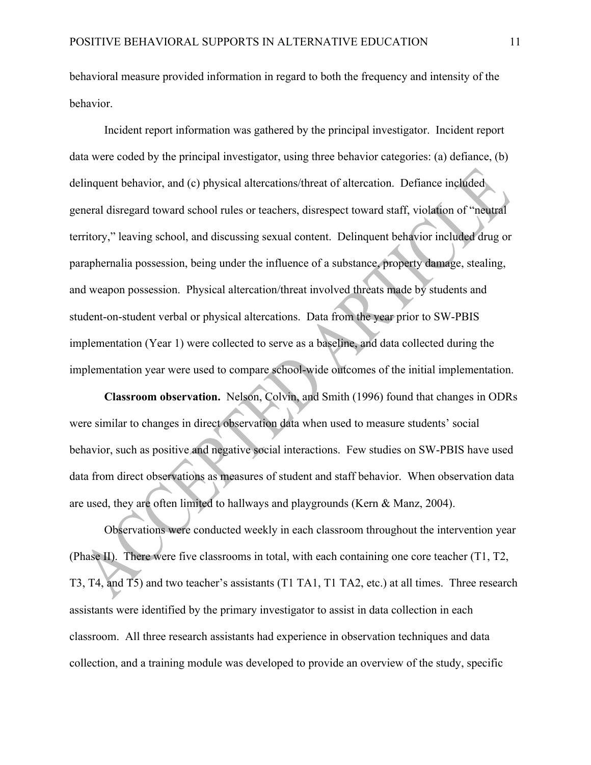behavioral measure provided information in regard to both the frequency and intensity of the behavior.

Incident report information was gathered by the principal investigator. Incident report data were coded by the principal investigator, using three behavior categories: (a) defiance, (b) delinquent behavior, and (c) physical altercations/threat of altercation. Defiance included general disregard toward school rules or teachers, disrespect toward staff, violation of "neutral territory," leaving school, and discussing sexual content. Delinquent behavior included drug or paraphernalia possession, being under the influence of a substance, property damage, stealing, and weapon possession. Physical altercation/threat involved threats made by students and student-on-student verbal or physical altercations. Data from the year prior to SW-PBIS implementation (Year 1) were collected to serve as a baseline, and data collected during the implementation year were used to compare school-wide outcomes of the initial implementation.

**Classroom observation.** Nelson, Colvin, and Smith (1996) found that changes in ODRs were similar to changes in direct observation data when used to measure students' social behavior, such as positive and negative social interactions. Few studies on SW-PBIS have used data from direct observations as measures of student and staff behavior. When observation data are used, they are often limited to hallways and playgrounds (Kern & Manz, 2004).

Observations were conducted weekly in each classroom throughout the intervention year (Phase II). There were five classrooms in total, with each containing one core teacher (T1, T2, T3, T4, and T5) and two teacher's assistants (T1 TA1, T1 TA2, etc.) at all times. Three research assistants were identified by the primary investigator to assist in data collection in each classroom. All three research assistants had experience in observation techniques and data collection, and a training module was developed to provide an overview of the study, specific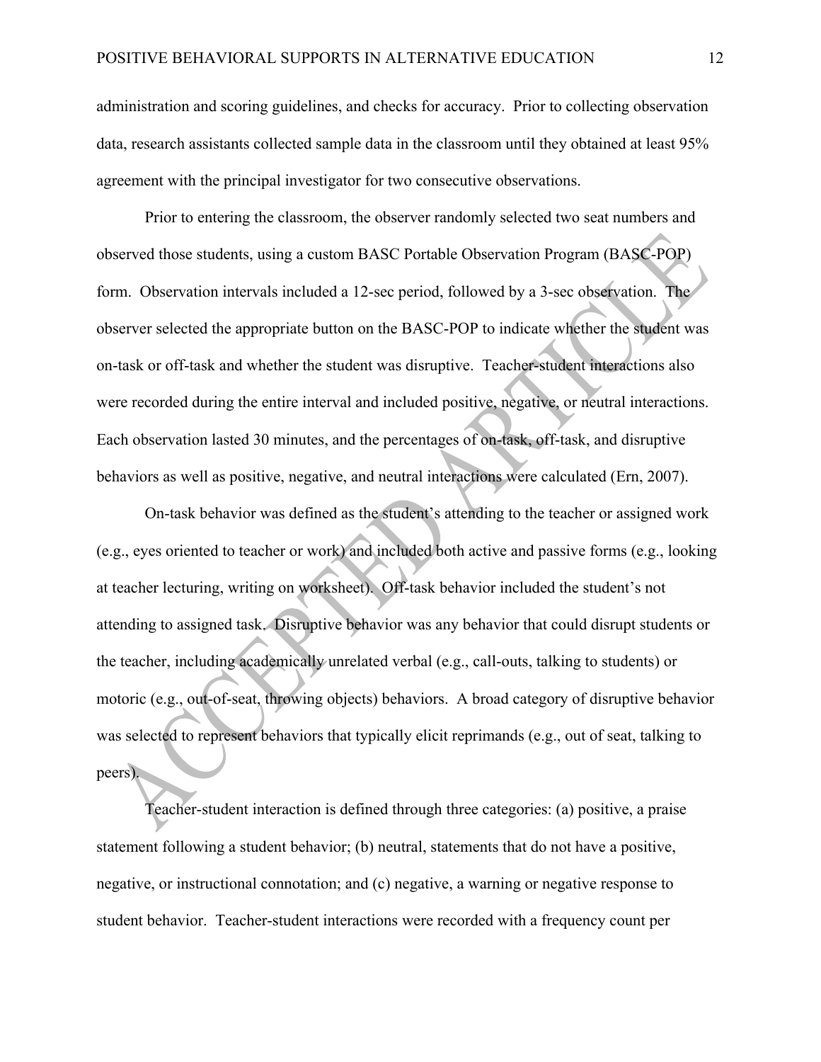administration and scoring guidelines, and checks for accuracy. Prior to collecting observation data, research assistants collected sample data in the classroom until they obtained at least 95% agreement with the principal investigator for two consecutive observations.

Prior to entering the classroom, the observer randomly selected two seat numbers and observed those students, using a custom BASC Portable Observation Program (BASC-POP) form. Observation intervals included a 12-sec period, followed by a 3-sec observation. The observer selected the appropriate button on the BASC-POP to indicate whether the student was on-task or off-task and whether the student was disruptive. Teacher-student interactions also were recorded during the entire interval and included positive, negative, or neutral interactions. Each observation lasted 30 minutes, and the percentages of on-task, off-task, and disruptive behaviors as well as positive, negative, and neutral interactions were calculated (Ern, 2007).

On-task behavior was defined as the student's attending to the teacher or assigned work (e.g., eyes oriented to teacher or work) and included both active and passive forms (e.g., looking at teacher lecturing, writing on worksheet). Off-task behavior included the student's not attending to assigned task. Disruptive behavior was any behavior that could disrupt students or the teacher, including academically unrelated verbal (e.g., call-outs, talking to students) or motoric (e.g., out-of-seat, throwing objects) behaviors. A broad category of disruptive behavior was selected to represent behaviors that typically elicit reprimands (e.g., out of seat, talking to peers).

Teacher-student interaction is defined through three categories: (a) positive, a praise statement following a student behavior; (b) neutral, statements that do not have a positive, negative, or instructional connotation; and (c) negative, a warning or negative response to student behavior. Teacher-student interactions were recorded with a frequency count per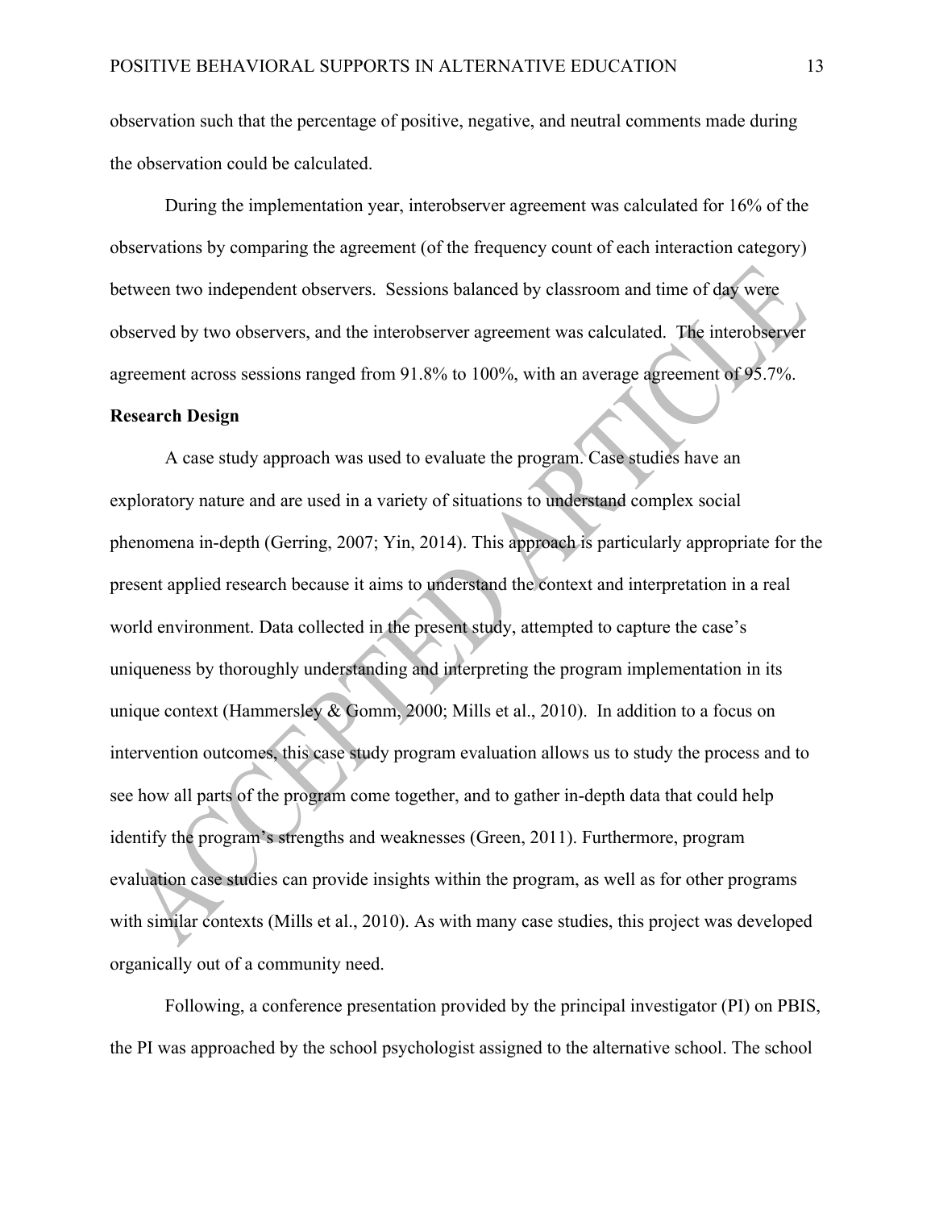observation such that the percentage of positive, negative, and neutral comments made during the observation could be calculated.

During the implementation year, interobserver agreement was calculated for 16% of the observations by comparing the agreement (of the frequency count of each interaction category) between two independent observers. Sessions balanced by classroom and time of day were observed by two observers, and the interobserver agreement was calculated. The interobserver agreement across sessions ranged from 91.8% to 100%, with an average agreement of 95.7%.

**Research Design**

A case study approach was used to evaluate the program. Case studies have an exploratory nature and are used in a variety of situations to understand complex social phenomena in-depth (Gerring, 2007; Yin, 2014). This approach is particularly appropriate for the present applied research because it aims to understand the context and interpretation in a real world environment. Data collected in the present study, attempted to capture the case's uniqueness by thoroughly understanding and interpreting the program implementation in its unique context (Hammersley & Gomm, 2000; Mills et al., 2010). In addition to a focus on intervention outcomes, this case study program evaluation allows us to study the process and to see how all parts of the program come together, and to gather in-depth data that could help identify the program's strengths and weaknesses (Green, 2011). Furthermore, program evaluation case studies can provide insights within the program, as well as for other programs with similar contexts (Mills et al., 2010). As with many case studies, this project was developed organically out of a community need.

Following, a conference presentation provided by the principal investigator (PI) on PBIS, the PI was approached by the school psychologist assigned to the alternative school. The school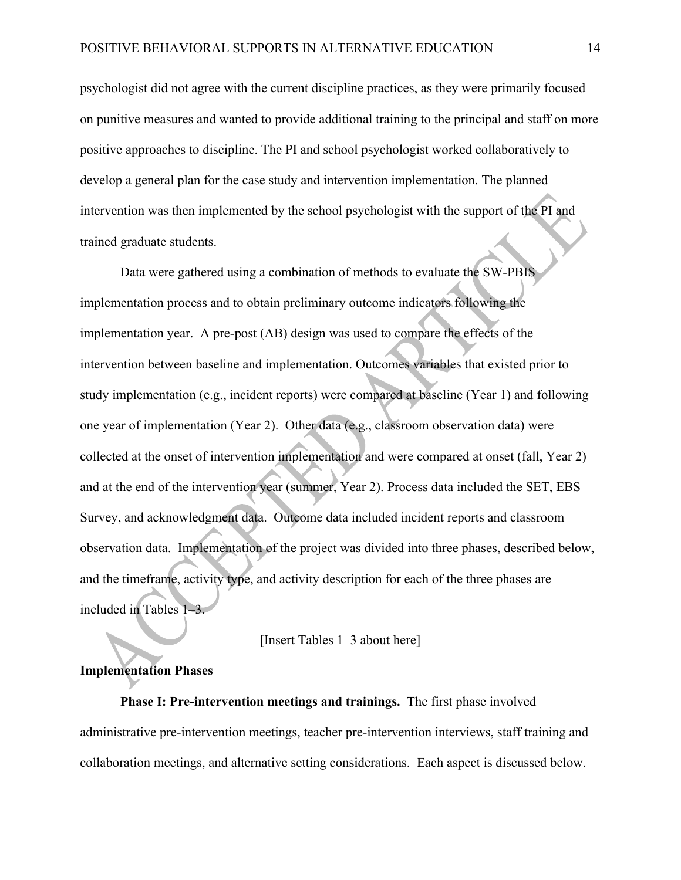psychologist did not agree with the current discipline practices, as they were primarily focused on punitive measures and wanted to provide additional training to the principal and staff on more positive approaches to discipline. The PI and school psychologist worked collaboratively to develop a general plan for the case study and intervention implementation. The planned intervention was then implemented by the school psychologist with the support of the PI and trained graduate students.

Data were gathered using a combination of methods to evaluate the SW-PBIS implementation process and to obtain preliminary outcome indicators following the implementation year. A pre-post (AB) design was used to compare the effects of the intervention between baseline and implementation. Outcomes variables that existed prior to study implementation (e.g., incident reports) were compared at baseline (Year 1) and following one year of implementation (Year 2). Other data (e.g., classroom observation data) were collected at the onset of intervention implementation and were compared at onset (fall, Year 2) and at the end of the intervention year (summer, Year 2). Process data included the SET, EBS Survey, and acknowledgment data. Outcome data included incident reports and classroom observation data. Implementation of the project was divided into three phases, described below, and the timeframe, activity type, and activity description for each of the three phases are included in Tables 1–3.

[Insert Tables 1–3 about here]

## Implementation Phases

**Phase I: Pre-intervention meetings and trainings.** The first phase involved administrative pre-intervention meetings, teacher pre-intervention interviews, staff training and collaboration meetings, and alternative setting considerations. Each aspect is discussed below.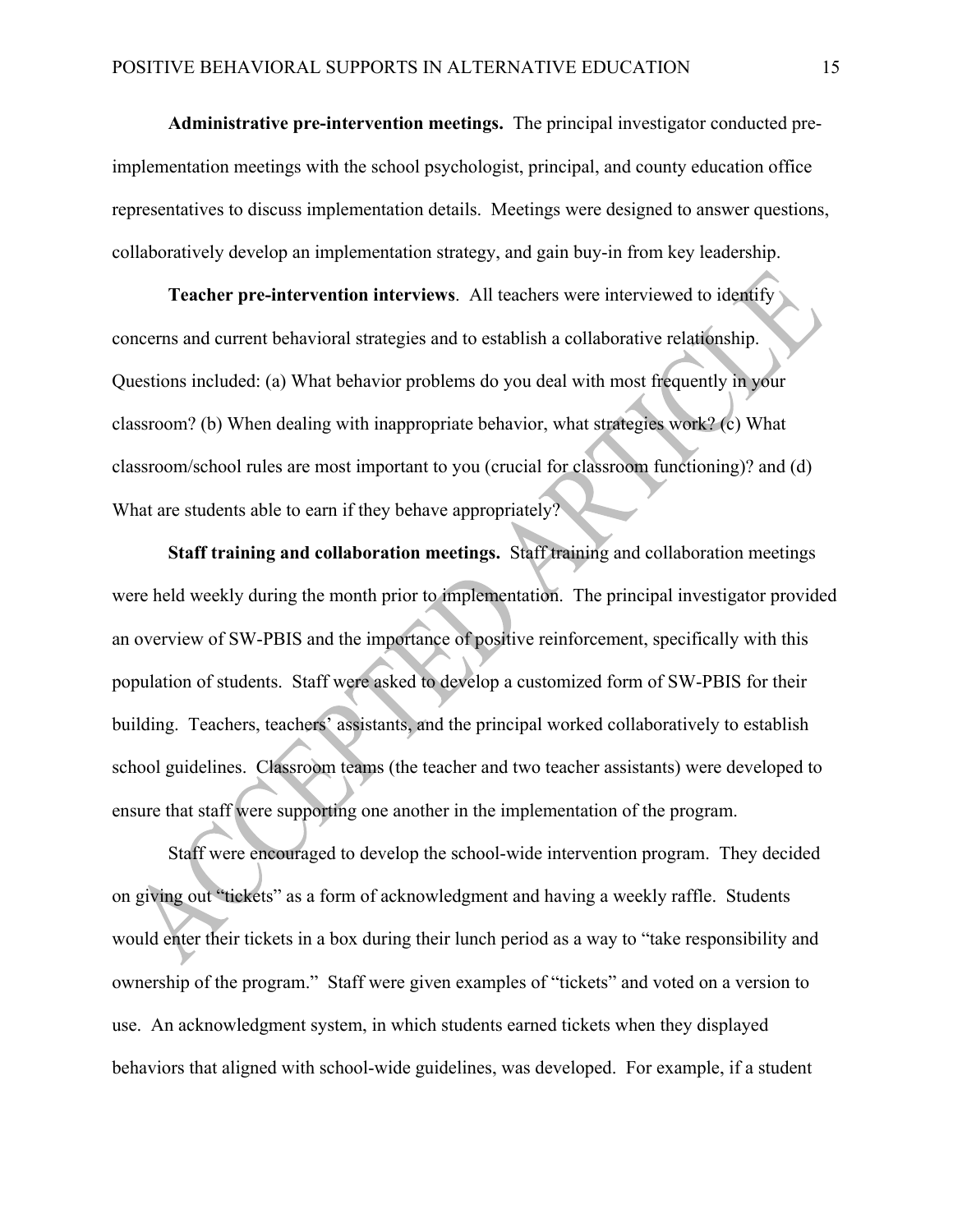**Administrative pre-intervention meetings.** The principal investigator conducted pre-implementation meetings with the school psychologist, principal, and county education office representatives to discuss implementation details. Meetings were designed to answer questions, collaboratively develop an implementation strategy, and gain buy-in from key leadership.

**Teacher pre-intervention interviews**. All teachers were interviewed to identify concerns and current behavioral strategies and to establish a collaborative relationship. Questions included: (a) What behavior problems do you deal with most frequently in your classroom? (b) When dealing with inappropriate behavior, what strategies work? (c) What classroom/school rules are most important to you (crucial for classroom functioning)? and (d) What are students able to earn if they behave appropriately?

**Staff training and collaboration meetings.** Staff training and collaboration meetings were held weekly during the month prior to implementation. The principal investigator provided an overview of SW-PBIS and the importance of positive reinforcement, specifically with this population of students. Staff were asked to develop a customized form of SW-PBIS for their building. Teachers, teachers' assistants, and the principal worked collaboratively to establish school guidelines. Classroom teams (the teacher and two teacher assistants) were developed to ensure that staff were supporting one another in the implementation of the program.

Staff were encouraged to develop the school-wide intervention program. They decided on giving out "tickets" as a form of acknowledgment and having a weekly raffle. Students would enter their tickets in a box during their lunch period as a way to "take responsibility and ownership of the program." Staff were given examples of "tickets" and voted on a version to use. An acknowledgment system, in which students earned tickets when they displayed behaviors that aligned with school-wide guidelines, was developed. For example, if a student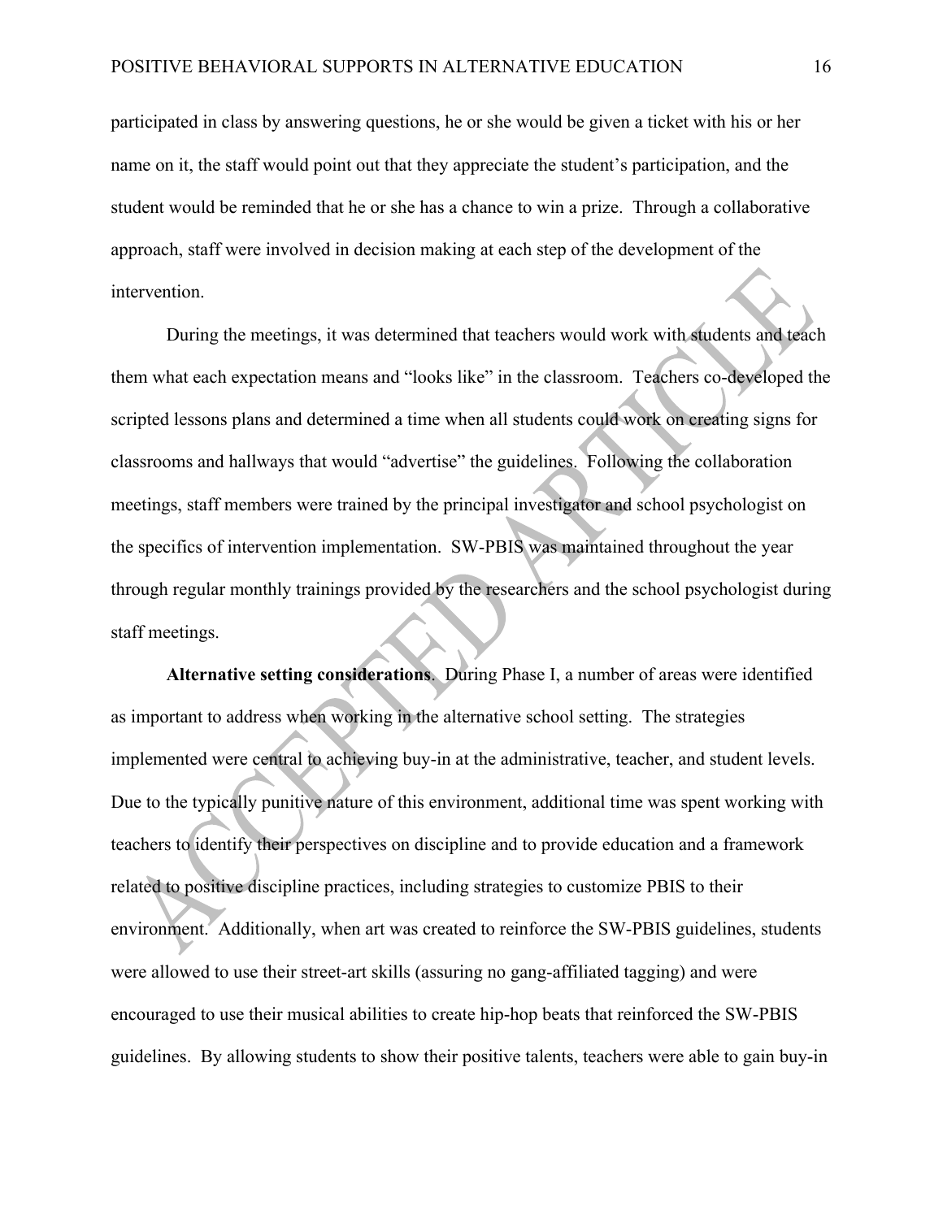participated in class by answering questions, he or she would be given a ticket with his or her name on it, the staff would point out that they appreciate the student's participation, and the student would be reminded that he or she has a chance to win a prize. Through a collaborative approach, staff were involved in decision making at each step of the development of the intervention.

During the meetings, it was determined that teachers would work with students and teach them what each expectation means and "looks like" in the classroom. Teachers co-developed the scripted lessons plans and determined a time when all students could work on creating signs for classrooms and hallways that would "advertise" the guidelines. Following the collaboration meetings, staff members were trained by the principal investigator and school psychologist on the specifics of intervention implementation. SW-PBIS was maintained throughout the year through regular monthly trainings provided by the researchers and the school psychologist during staff meetings.

**Alternative setting considerations**. During Phase I, a number of areas were identified as important to address when working in the alternative school setting. The strategies implemented were central to achieving buy-in at the administrative, teacher, and student levels. Due to the typically punitive nature of this environment, additional time was spent working with teachers to identify their perspectives on discipline and to provide education and a framework related to positive discipline practices, including strategies to customize PBIS to their environment. Additionally, when art was created to reinforce the SW-PBIS guidelines, students were allowed to use their street-art skills (assuring no gang-affiliated tagging) and were encouraged to use their musical abilities to create hip-hop beats that reinforced the SW-PBIS guidelines. By allowing students to show their positive talents, teachers were able to gain buy-in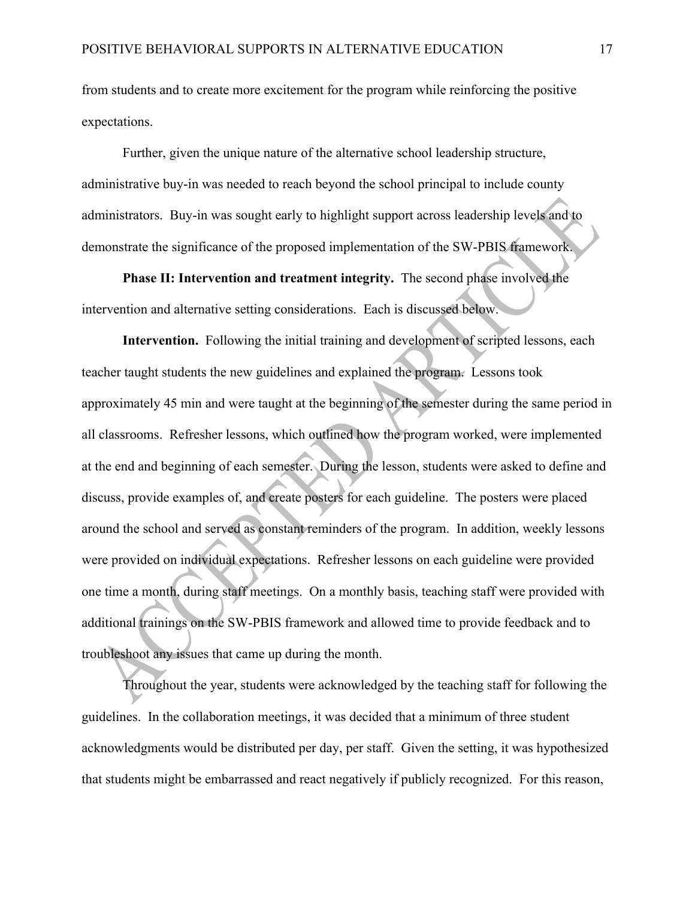from students and to create more excitement for the program while reinforcing the positive expectations.

Further, given the unique nature of the alternative school leadership structure, administrative buy-in was needed to reach beyond the school principal to include county administrators. Buy-in was sought early to highlight support across leadership levels and to demonstrate the significance of the proposed implementation of the SW-PBIS framework.

**Phase II: Intervention and treatment integrity.** The second phase involved the intervention and alternative setting considerations. Each is discussed below.

**Intervention.** Following the initial training and development of scripted lessons, each teacher taught students the new guidelines and explained the program. Lessons took approximately 45 min and were taught at the beginning of the semester during the same period in all classrooms. Refresher lessons, which outlined how the program worked, were implemented at the end and beginning of each semester. During the lesson, students were asked to define and discuss, provide examples of, and create posters for each guideline. The posters were placed around the school and served as constant reminders of the program. In addition, weekly lessons were provided on individual expectations. Refresher lessons on each guideline were provided one time a month, during staff meetings. On a monthly basis, teaching staff were provided with additional trainings on the SW-PBIS framework and allowed time to provide feedback and to troubleshoot any issues that came up during the month.

Throughout the year, students were acknowledged by the teaching staff for following the guidelines. In the collaboration meetings, it was decided that a minimum of three student acknowledgments would be distributed per day, per staff. Given the setting, it was hypothesized that students might be embarrassed and react negatively if publicly recognized. For this reason,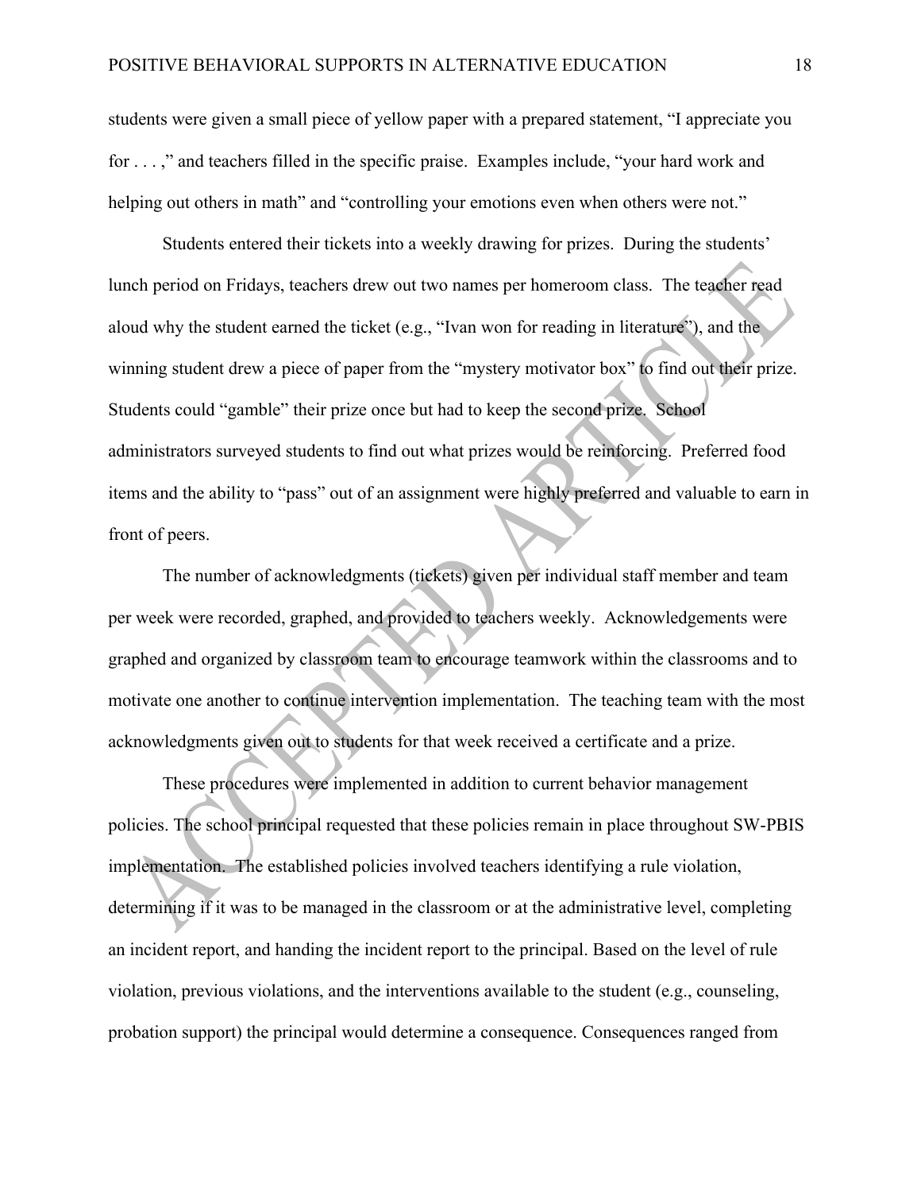students were given a small piece of yellow paper with a prepared statement, "I appreciate you for . . . ," and teachers filled in the specific praise. Examples include, "your hard work and helping out others in math" and "controlling your emotions even when others were not."

Students entered their tickets into a weekly drawing for prizes. During the students' lunch period on Fridays, teachers drew out two names per homeroom class. The teacher read aloud why the student earned the ticket (e.g., "Ivan won for reading in literature"), and the winning student drew a piece of paper from the "mystery motivator box" to find out their prize. Students could "gamble" their prize once but had to keep the second prize. School administrators surveyed students to find out what prizes would be reinforcing. Preferred food items and the ability to "pass" out of an assignment were highly preferred and valuable to earn in front of peers.

The number of acknowledgments (tickets) given per individual staff member and team per week were recorded, graphed, and provided to teachers weekly. Acknowledgements were graphed and organized by classroom team to encourage teamwork within the classrooms and to motivate one another to continue intervention implementation. The teaching team with the most acknowledgments given out to students for that week received a certificate and a prize.

These procedures were implemented in addition to current behavior management policies. The school principal requested that these policies remain in place throughout SW-PBIS implementation. The established policies involved teachers identifying a rule violation, determining if it was to be managed in the classroom or at the administrative level, completing an incident report, and handing the incident report to the principal. Based on the level of rule violation, previous violations, and the interventions available to the student (e.g., counseling, probation support) the principal would determine a consequence. Consequences ranged from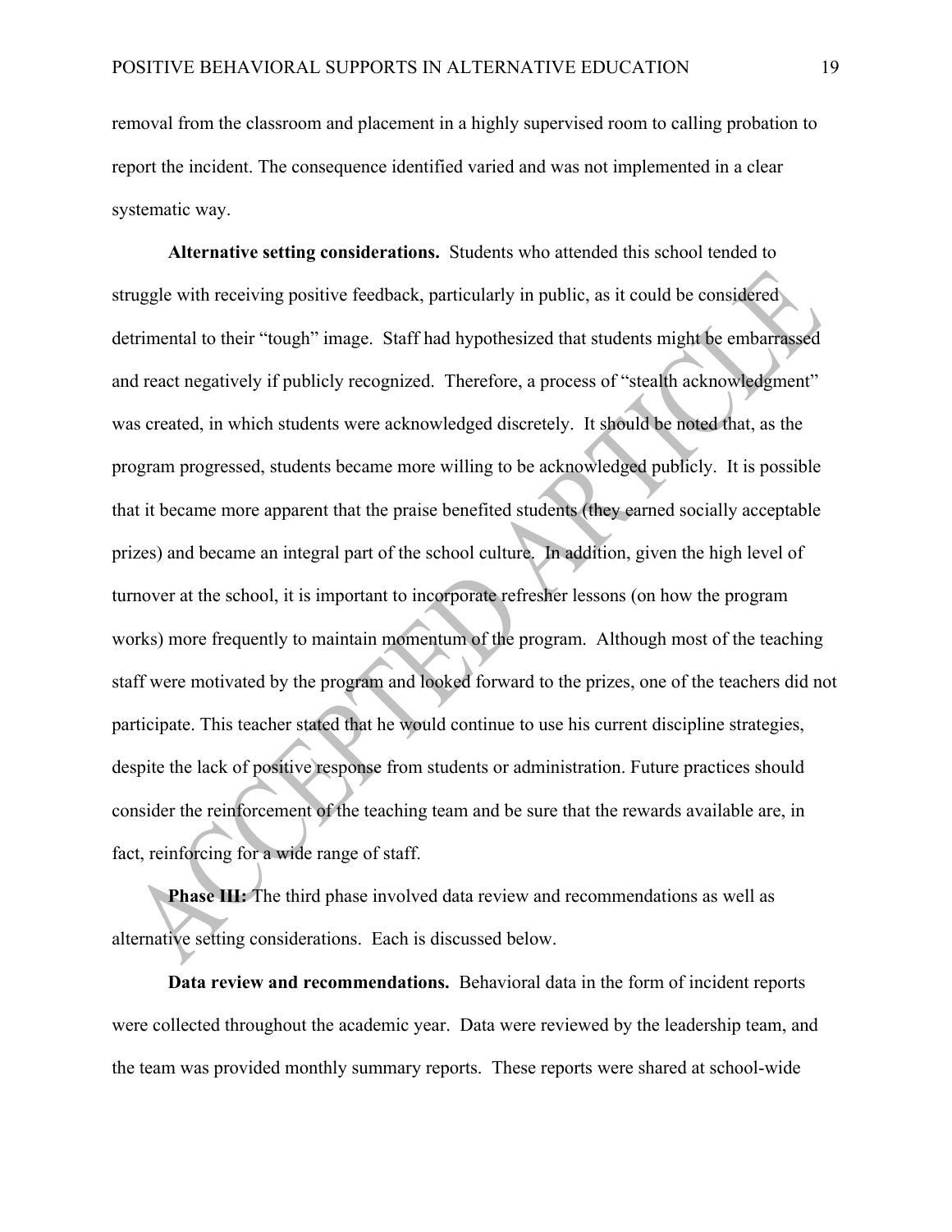removal from the classroom and placement in a highly supervised room to calling probation to report the incident. The consequence identified varied and was not implemented in a clear systematic way.

**Alternative setting considerations.** Students who attended this school tended to struggle with receiving positive feedback, particularly in public, as it could be considered detrimental to their "tough" image. Staff had hypothesized that students might be embarrassed and react negatively if publicly recognized. Therefore, a process of "stealth acknowledgment" was created, in which students were acknowledged discretely. It should be noted that, as the program progressed, students became more willing to be acknowledged publicly. It is possible that it became more apparent that the praise benefited students (they earned socially acceptable prizes) and became an integral part of the school culture. In addition, given the high level of turnover at the school, it is important to incorporate refresher lessons (on how the program works) more frequently to maintain momentum of the program. Although most of the teaching staff were motivated by the program and looked forward to the prizes, one of the teachers did not participate. This teacher stated that he would continue to use his current discipline strategies, despite the lack of positive response from students or administration. Future practices should consider the reinforcement of the teaching team and be sure that the rewards available are, in fact, reinforcing for a wide range of staff.

**Phase III:** The third phase involved data review and recommendations as well as alternative setting considerations. Each is discussed below.

**Data review and recommendations.** Behavioral data in the form of incident reports were collected throughout the academic year. Data were reviewed by the leadership team, and the team was provided monthly summary reports. These reports were shared at school-wide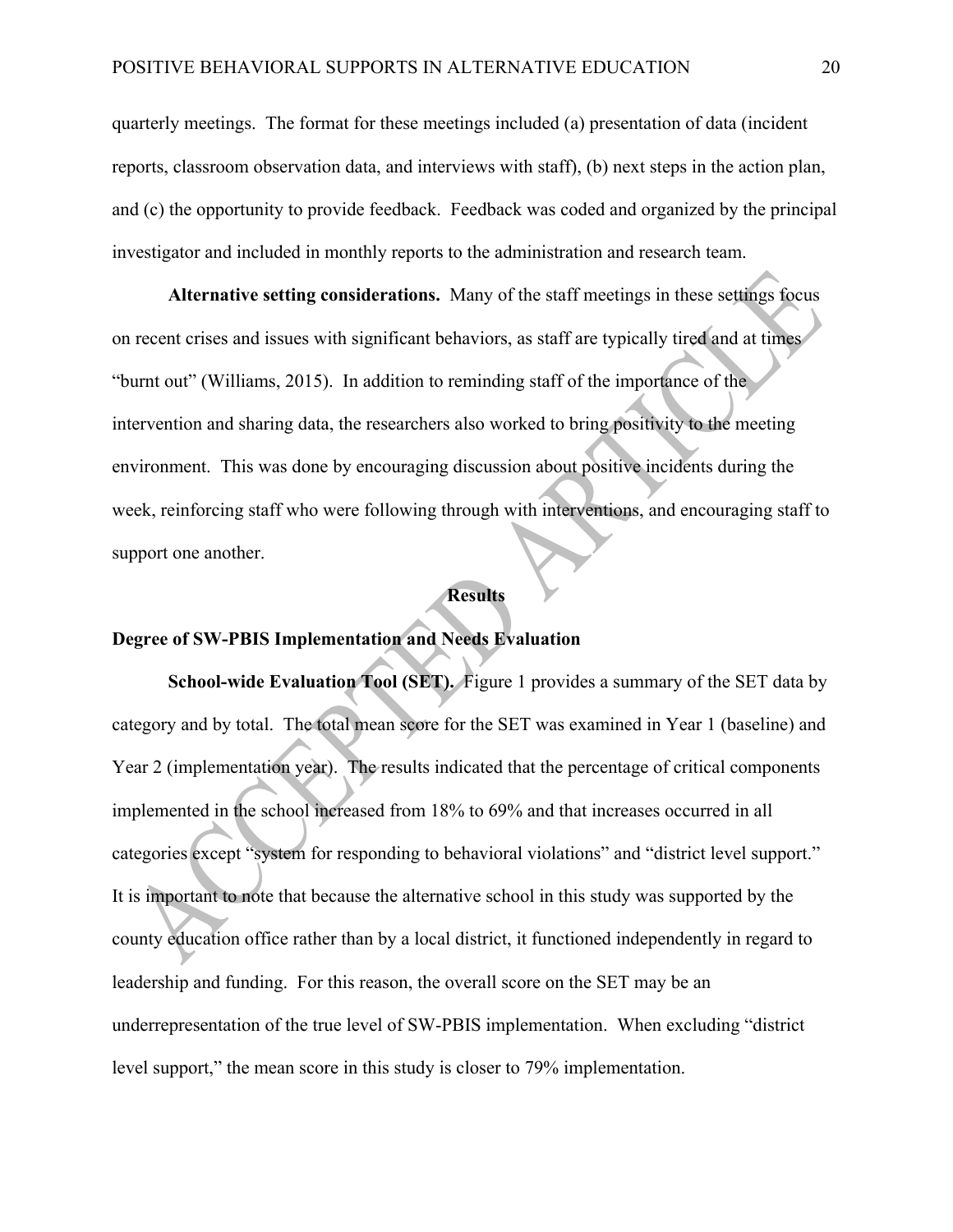quarterly meetings. The format for these meetings included (a) presentation of data (incident reports, classroom observation data, and interviews with staff), (b) next steps in the action plan, and (c) the opportunity to provide feedback. Feedback was coded and organized by the principal investigator and included in monthly reports to the administration and research team.

**Alternative setting considerations.** Many of the staff meetings in these settings focus on recent crises and issues with significant behaviors, as staff are typically tired and at times "burnt out" (Williams, 2015). In addition to reminding staff of the importance of the intervention and sharing data, the researchers also worked to bring positivity to the meeting environment. This was done by encouraging discussion about positive incidents during the week, reinforcing staff who were following through with interventions, and encouraging staff to support one another.

## Results

### Degree of SW-PBIS Implementation and Needs Evaluation

**School-wide Evaluation Tool (SET).** Figure 1 provides a summary of the SET data by category and by total. The total mean score for the SET was examined in Year 1 (baseline) and Year 2 (implementation year). The results indicated that the percentage of critical components implemented in the school increased from 18% to 69% and that increases occurred in all categories except "system for responding to behavioral violations" and "district level support." It is important to note that because the alternative school in this study was supported by the county education office rather than by a local district, it functioned independently in regard to leadership and funding. For this reason, the overall score on the SET may be an underrepresentation of the true level of SW-PBIS implementation. When excluding "district level support," the mean score in this study is closer to 79% implementation.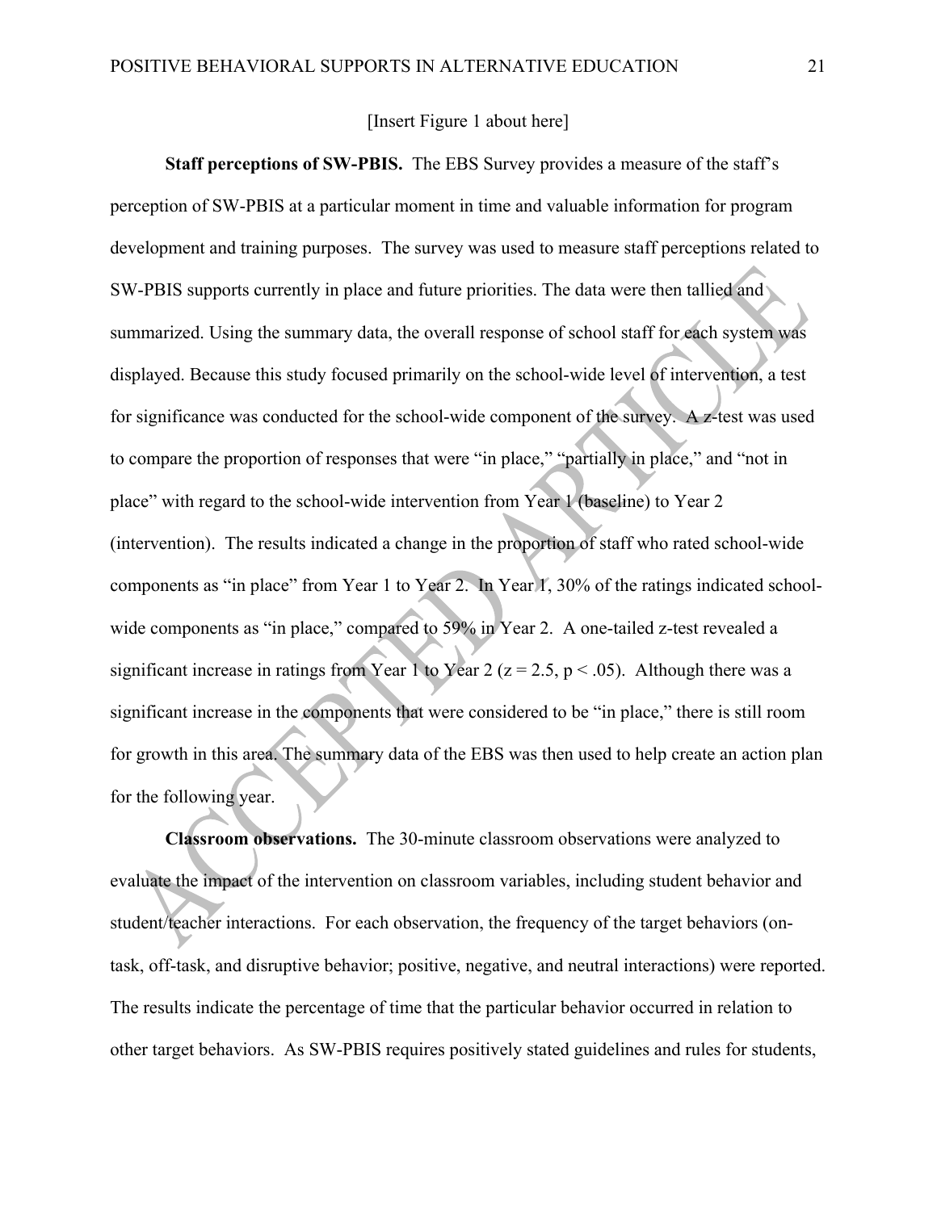[Insert Figure 1 about here]

**Staff perceptions of SW-PBIS.** The EBS Survey provides a measure of the staff's perception of SW-PBIS at a particular moment in time and valuable information for program development and training purposes. The survey was used to measure staff perceptions related to SW-PBIS supports currently in place and future priorities. The data were then tallied and summarized. Using the summary data, the overall response of school staff for each system was displayed. Because this study focused primarily on the school-wide level of intervention, a test for significance was conducted for the school-wide component of the survey. A z-test was used to compare the proportion of responses that were "in place," "partially in place," and "not in place" with regard to the school-wide intervention from Year 1 (baseline) to Year 2 (intervention). The results indicated a change in the proportion of staff who rated school-wide components as "in place" from Year 1 to Year 2. In Year 1, 30% of the ratings indicated school-wide components as "in place," compared to 59% in Year 2. A one-tailed z-test revealed a significant increase in ratings from Year 1 to Year 2 ($z = 2.5$, $p < .05$). Although there was a significant increase in the components that were considered to be "in place," there is still room for growth in this area. The summary data of the EBS was then used to help create an action plan for the following year.

**Classroom observations.** The 30-minute classroom observations were analyzed to evaluate the impact of the intervention on classroom variables, including student behavior and student/teacher interactions. For each observation, the frequency of the target behaviors (on-task, off-task, and disruptive behavior; positive, negative, and neutral interactions) were reported. The results indicate the percentage of time that the particular behavior occurred in relation to other target behaviors. As SW-PBIS requires positively stated guidelines and rules for students,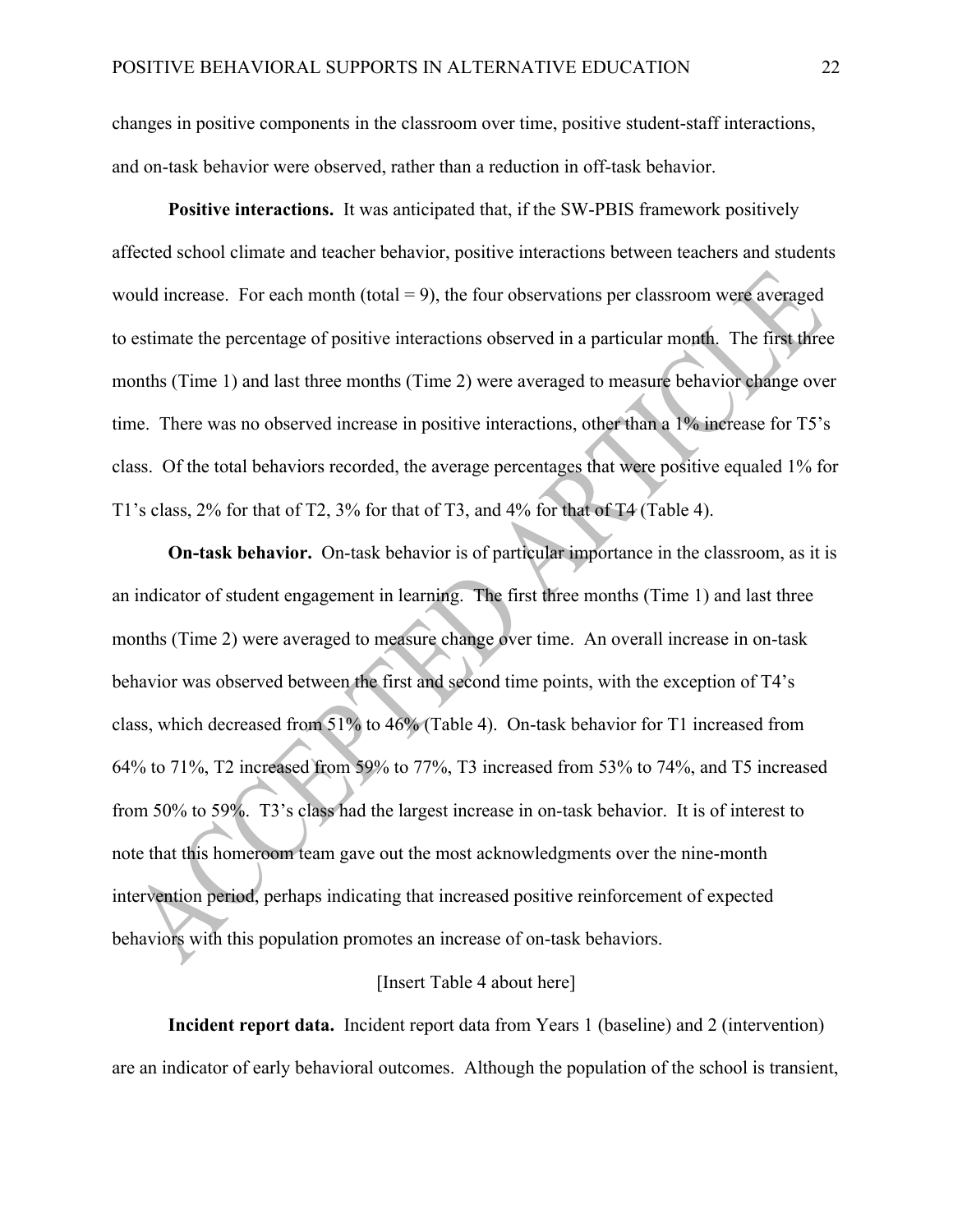changes in positive components in the classroom over time, positive student-staff interactions, and on-task behavior were observed, rather than a reduction in off-task behavior.

**Positive interactions.** It was anticipated that, if the SW-PBIS framework positively affected school climate and teacher behavior, positive interactions between teachers and students would increase. For each month (total = 9), the four observations per classroom were averaged to estimate the percentage of positive interactions observed in a particular month. The first three months (Time 1) and last three months (Time 2) were averaged to measure behavior change over time. There was no observed increase in positive interactions, other than a 1% increase for T5's class. Of the total behaviors recorded, the average percentages that were positive equaled 1% for T1's class, 2% for that of T2, 3% for that of T3, and 4% for that of T4 (Table 4).

**On-task behavior.** On-task behavior is of particular importance in the classroom, as it is an indicator of student engagement in learning. The first three months (Time 1) and last three months (Time 2) were averaged to measure change over time. An overall increase in on-task behavior was observed between the first and second time points, with the exception of T4's class, which decreased from 51% to 46% (Table 4). On-task behavior for T1 increased from 64% to 71%, T2 increased from 59% to 77%, T3 increased from 53% to 74%, and T5 increased from 50% to 59%. T3's class had the largest increase in on-task behavior. It is of interest to note that this homeroom team gave out the most acknowledgments over the nine-month intervention period, perhaps indicating that increased positive reinforcement of expected behaviors with this population promotes an increase of on-task behaviors.

[Insert Table 4 about here]

**Incident report data.** Incident report data from Years 1 (baseline) and 2 (intervention) are an indicator of early behavioral outcomes. Although the population of the school is transient,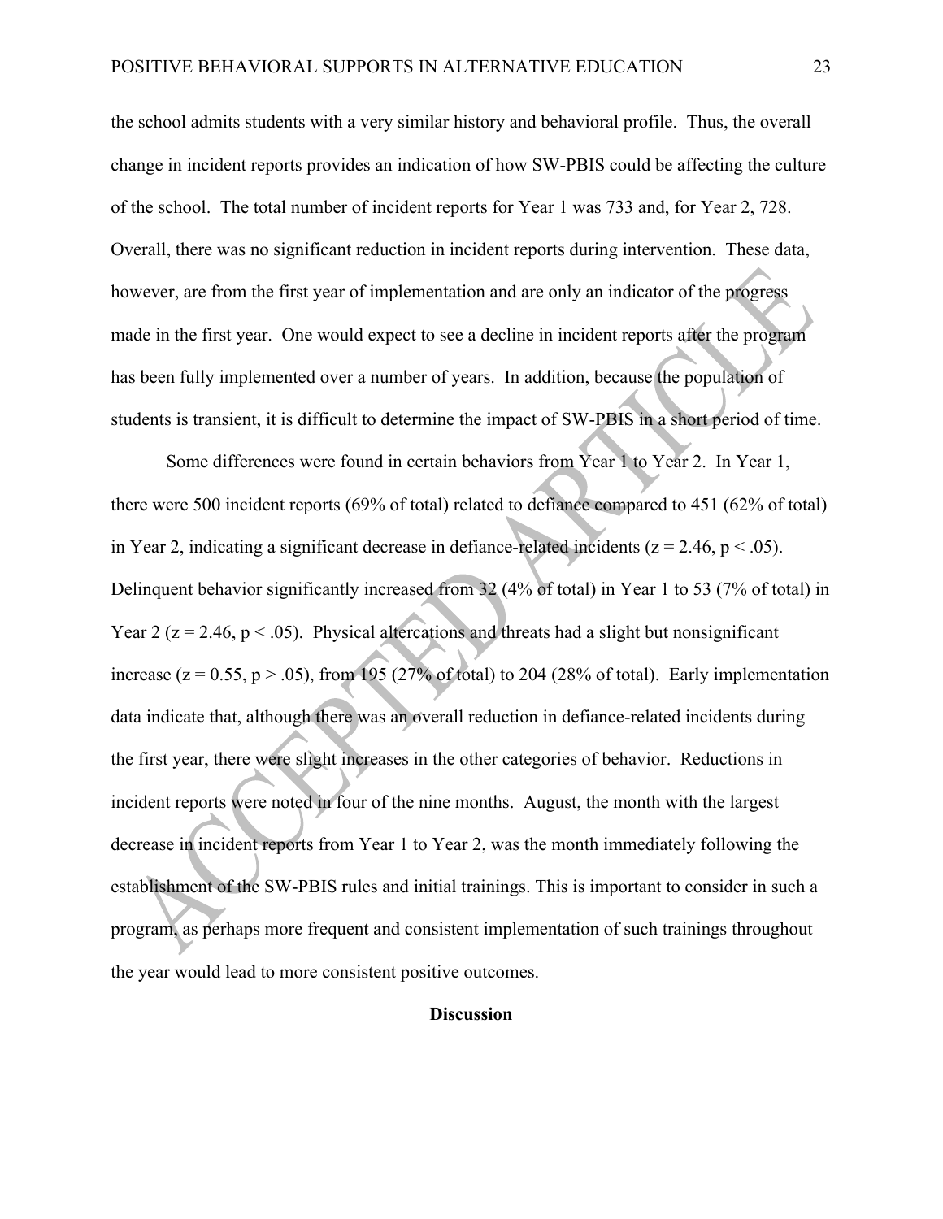the school admits students with a very similar history and behavioral profile. Thus, the overall change in incident reports provides an indication of how SW-PBIS could be affecting the culture of the school. The total number of incident reports for Year 1 was 733 and, for Year 2, 728. Overall, there was no significant reduction in incident reports during intervention. These data, however, are from the first year of implementation and are only an indicator of the progress made in the first year. One would expect to see a decline in incident reports after the program has been fully implemented over a number of years. In addition, because the population of students is transient, it is difficult to determine the impact of SW-PBIS in a short period of time.

Some differences were found in certain behaviors from Year 1 to Year 2. In Year 1, there were 500 incident reports (69% of total) related to defiance compared to 451 (62% of total) in Year 2, indicating a significant decrease in defiance-related incidents ($z = 2.46$, $p < .05$). Delinquent behavior significantly increased from 32 (4% of total) in Year 1 to 53 (7% of total) in Year 2 ($z = 2.46$, $p < .05$). Physical altercations and threats had a slight but nonsignificant increase ($z = 0.55$, $p > .05$), from 195 (27% of total) to 204 (28% of total). Early implementation data indicate that, although there was an overall reduction in defiance-related incidents during the first year, there were slight increases in the other categories of behavior. Reductions in incident reports were noted in four of the nine months. August, the month with the largest decrease in incident reports from Year 1 to Year 2, was the month immediately following the establishment of the SW-PBIS rules and initial trainings. This is important to consider in such a program, as perhaps more frequent and consistent implementation of such trainings throughout the year would lead to more consistent positive outcomes.

## Discussion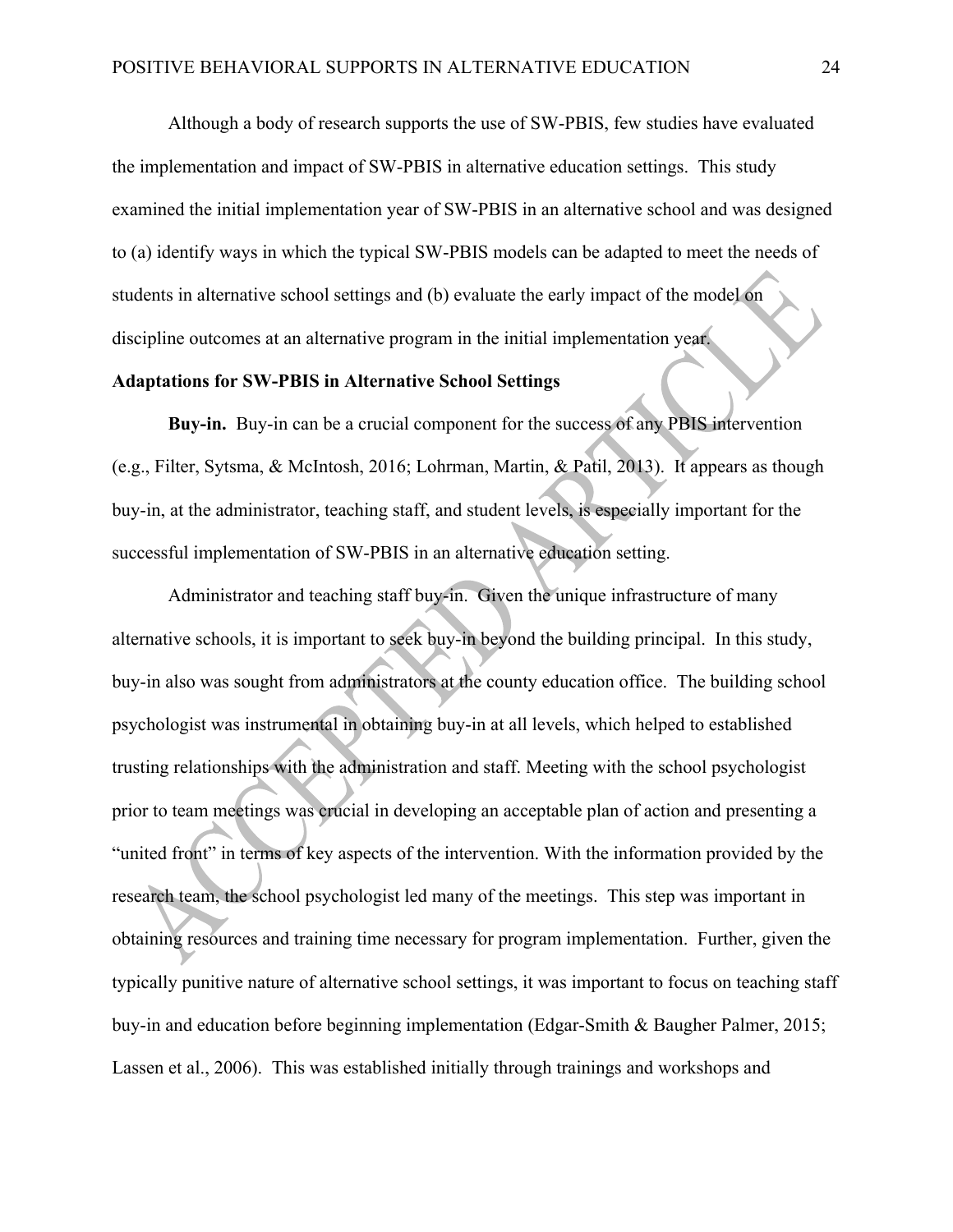Although a body of research supports the use of SW-PBIS, few studies have evaluated the implementation and impact of SW-PBIS in alternative education settings. This study examined the initial implementation year of SW-PBIS in an alternative school and was designed to (a) identify ways in which the typical SW-PBIS models can be adapted to meet the needs of students in alternative school settings and (b) evaluate the early impact of the model on discipline outcomes at an alternative program in the initial implementation year.

## Adaptations for SW-PBIS in Alternative School Settings

**Buy-in.** Buy-in can be a crucial component for the success of any PBIS intervention (e.g., Filter, Sytsma, & McIntosh, 2016; Lohrman, Martin, & Patil, 2013). It appears as though buy-in, at the administrator, teaching staff, and student levels, is especially important for the successful implementation of SW-PBIS in an alternative education setting.

Administrator and teaching staff buy-in. Given the unique infrastructure of many alternative schools, it is important to seek buy-in beyond the building principal. In this study, buy-in also was sought from administrators at the county education office. The building school psychologist was instrumental in obtaining buy-in at all levels, which helped to established trusting relationships with the administration and staff. Meeting with the school psychologist prior to team meetings was crucial in developing an acceptable plan of action and presenting a "united front" in terms of key aspects of the intervention. With the information provided by the research team, the school psychologist led many of the meetings. This step was important in obtaining resources and training time necessary for program implementation. Further, given the typically punitive nature of alternative school settings, it was important to focus on teaching staff buy-in and education before beginning implementation (Edgar-Smith & Baugher Palmer, 2015; Lassen et al., 2006). This was established initially through trainings and workshops and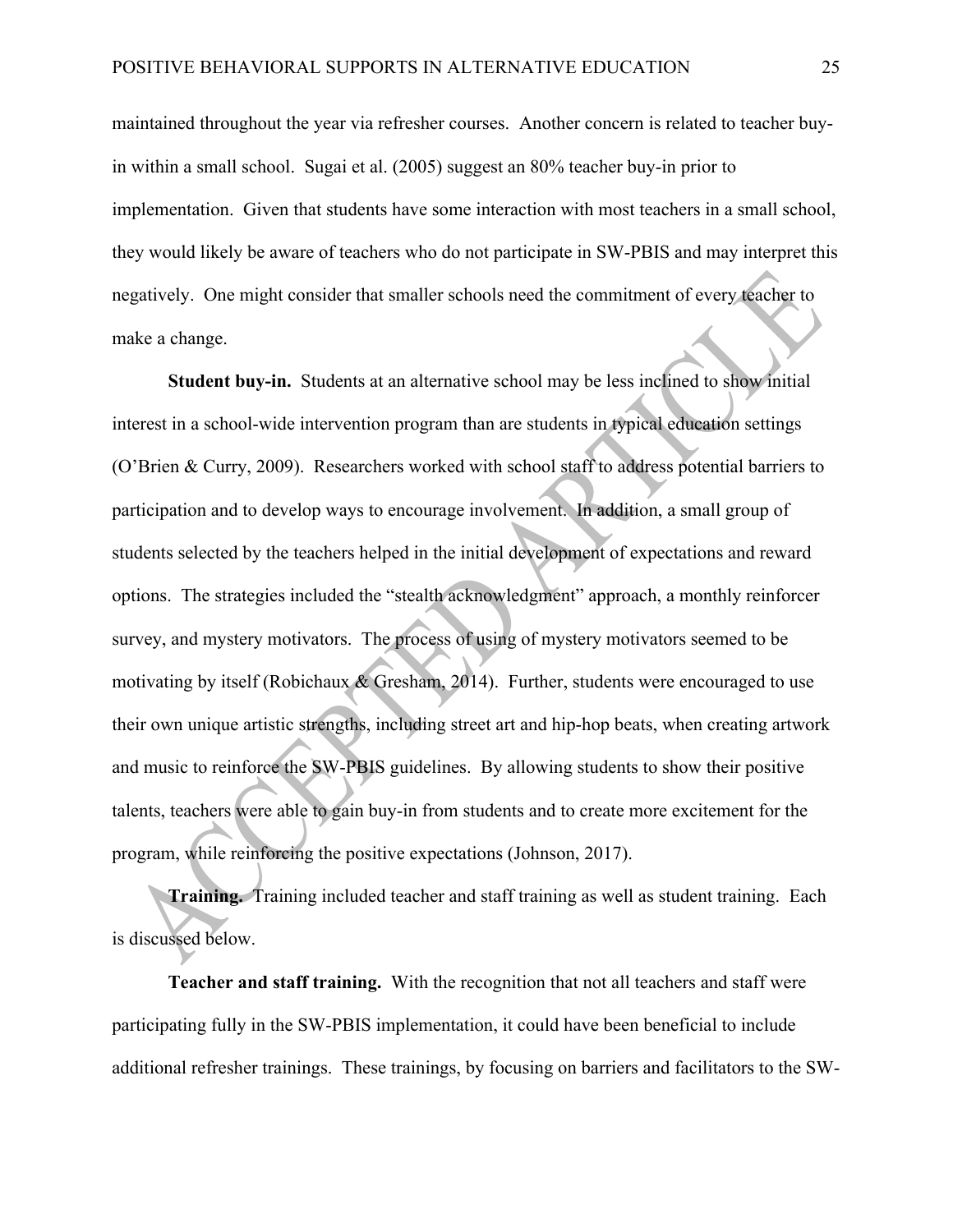maintained throughout the year via refresher courses. Another concern is related to teacher buy-in within a small school. Sugai et al. (2005) suggest an 80% teacher buy-in prior to implementation. Given that students have some interaction with most teachers in a small school, they would likely be aware of teachers who do not participate in SW-PBIS and may interpret this negatively. One might consider that smaller schools need the commitment of every teacher to make a change.

**Student buy-in.** Students at an alternative school may be less inclined to show initial interest in a school-wide intervention program than are students in typical education settings (O'Brien & Curry, 2009). Researchers worked with school staff to address potential barriers to participation and to develop ways to encourage involvement. In addition, a small group of students selected by the teachers helped in the initial development of expectations and reward options. The strategies included the "stealth acknowledgment" approach, a monthly reinforcer survey, and mystery motivators. The process of using of mystery motivators seemed to be motivating by itself (Robichaux & Gresham, 2014). Further, students were encouraged to use their own unique artistic strengths, including street art and hip-hop beats, when creating artwork and music to reinforce the SW-PBIS guidelines. By allowing students to show their positive talents, teachers were able to gain buy-in from students and to create more excitement for the program, while reinforcing the positive expectations (Johnson, 2017).

**Training.** Training included teacher and staff training as well as student training. Each is discussed below.

**Teacher and staff training.** With the recognition that not all teachers and staff were participating fully in the SW-PBIS implementation, it could have been beneficial to include additional refresher trainings. These trainings, by focusing on barriers and facilitators to the SW-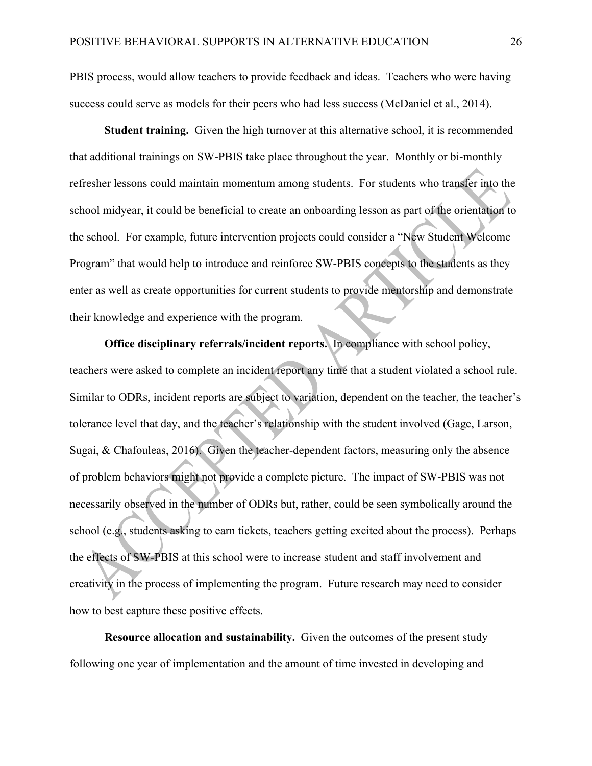PBIS process, would allow teachers to provide feedback and ideas. Teachers who were having success could serve as models for their peers who had less success (McDaniel et al., 2014).

**Student training.** Given the high turnover at this alternative school, it is recommended that additional trainings on SW-PBIS take place throughout the year. Monthly or bi-monthly refresher lessons could maintain momentum among students. For students who transfer into the school midyear, it could be beneficial to create an onboarding lesson as part of the orientation to the school. For example, future intervention projects could consider a "New Student Welcome Program" that would help to introduce and reinforce SW-PBIS concepts to the students as they enter as well as create opportunities for current students to provide mentorship and demonstrate their knowledge and experience with the program.

**Office disciplinary referrals/incident reports.** In compliance with school policy, teachers were asked to complete an incident report any time that a student violated a school rule. Similar to ODRs, incident reports are subject to variation, dependent on the teacher, the teacher's tolerance level that day, and the teacher's relationship with the student involved (Gage, Larson, Sugai, & Chafouleas, 2016). Given the teacher-dependent factors, measuring only the absence of problem behaviors might not provide a complete picture. The impact of SW-PBIS was not necessarily observed in the number of ODRs but, rather, could be seen symbolically around the school (e.g., students asking to earn tickets, teachers getting excited about the process). Perhaps the effects of SW-PBIS at this school were to increase student and staff involvement and creativity in the process of implementing the program. Future research may need to consider how to best capture these positive effects.

**Resource allocation and sustainability.** Given the outcomes of the present study following one year of implementation and the amount of time invested in developing and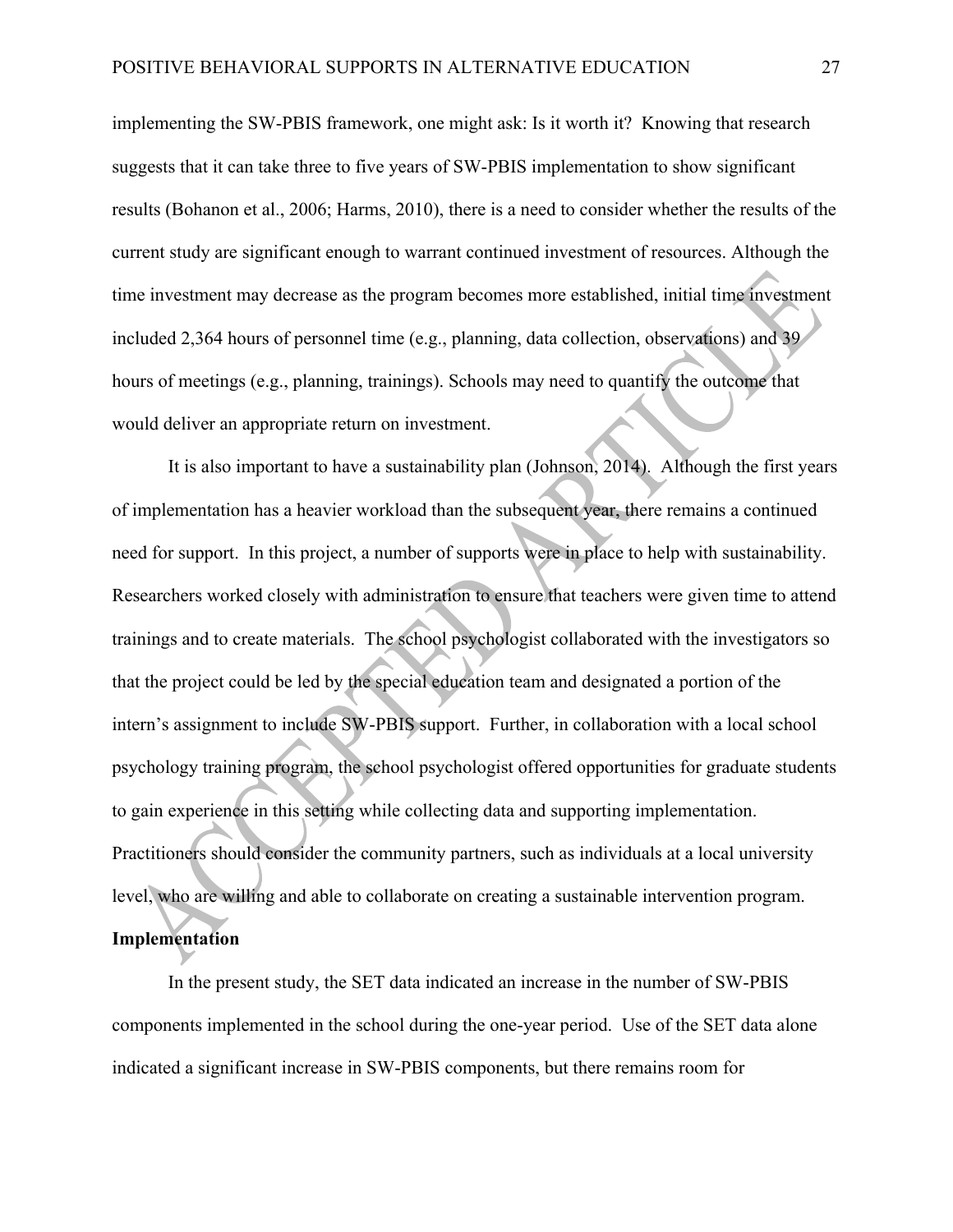implementing the SW-PBIS framework, one might ask: Is it worth it? Knowing that research suggests that it can take three to five years of SW-PBIS implementation to show significant results (Bohanon et al., 2006; Harms, 2010), there is a need to consider whether the results of the current study are significant enough to warrant continued investment of resources. Although the time investment may decrease as the program becomes more established, initial time investment included 2,364 hours of personnel time (e.g., planning, data collection, observations) and 39 hours of meetings (e.g., planning, trainings). Schools may need to quantify the outcome that would deliver an appropriate return on investment.

It is also important to have a sustainability plan (Johnson, 2014). Although the first years of implementation has a heavier workload than the subsequent year, there remains a continued need for support. In this project, a number of supports were in place to help with sustainability. Researchers worked closely with administration to ensure that teachers were given time to attend trainings and to create materials. The school psychologist collaborated with the investigators so that the project could be led by the special education team and designated a portion of the intern's assignment to include SW-PBIS support. Further, in collaboration with a local school psychology training program, the school psychologist offered opportunities for graduate students to gain experience in this setting while collecting data and supporting implementation. Practitioners should consider the community partners, such as individuals at a local university level, who are willing and able to collaborate on creating a sustainable intervention program.

**Implementation**

In the present study, the SET data indicated an increase in the number of SW-PBIS components implemented in the school during the one-year period. Use of the SET data alone indicated a significant increase in SW-PBIS components, but there remains room for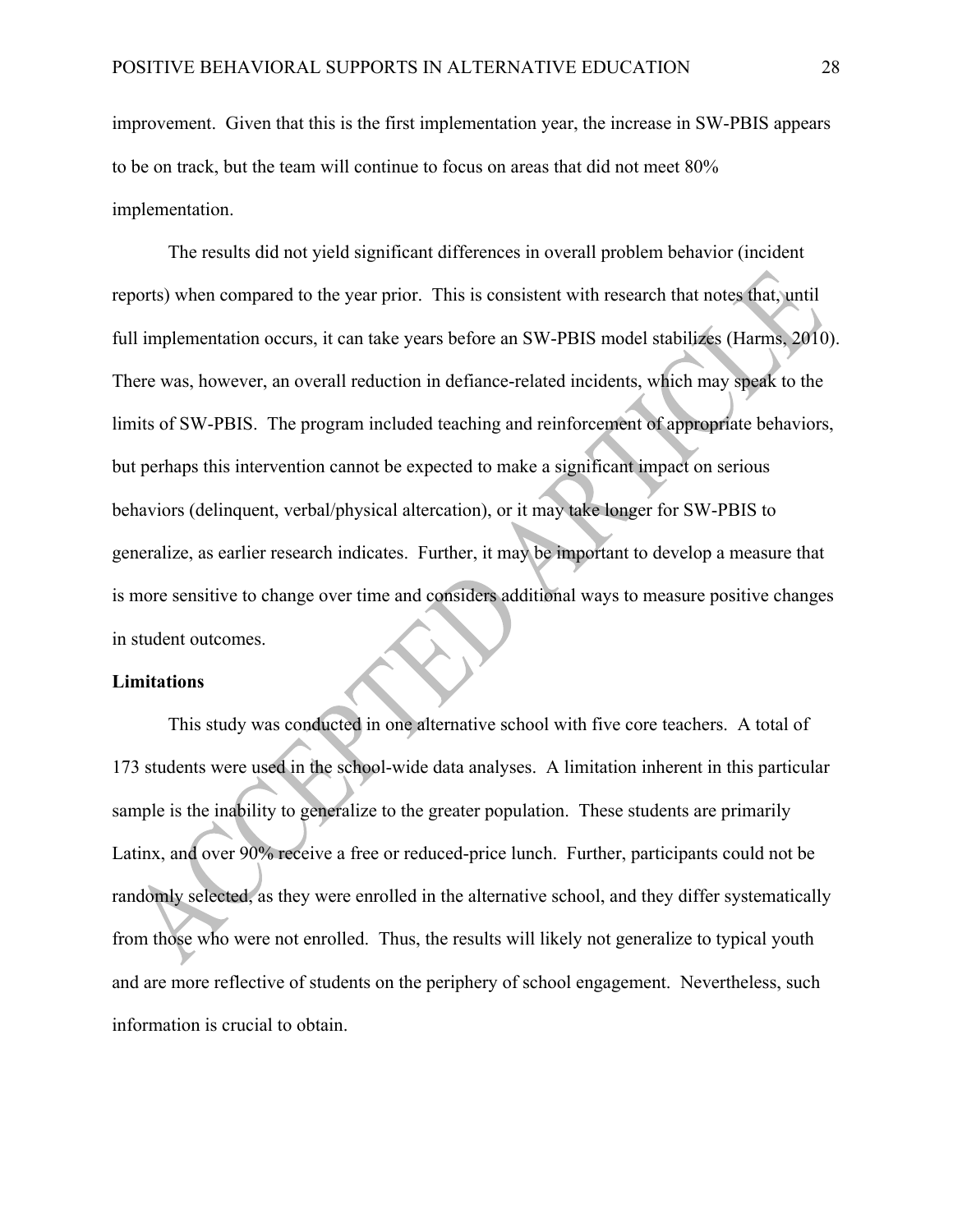improvement. Given that this is the first implementation year, the increase in SW-PBIS appears to be on track, but the team will continue to focus on areas that did not meet 80% implementation.

The results did not yield significant differences in overall problem behavior (incident reports) when compared to the year prior. This is consistent with research that notes that, until full implementation occurs, it can take years before an SW-PBIS model stabilizes (Harms, 2010). There was, however, an overall reduction in defiance-related incidents, which may speak to the limits of SW-PBIS. The program included teaching and reinforcement of appropriate behaviors, but perhaps this intervention cannot be expected to make a significant impact on serious behaviors (delinquent, verbal/physical altercation), or it may take longer for SW-PBIS to generalize, as earlier research indicates. Further, it may be important to develop a measure that is more sensitive to change over time and considers additional ways to measure positive changes in student outcomes.

**Limitations**

This study was conducted in one alternative school with five core teachers. A total of 173 students were used in the school-wide data analyses. A limitation inherent in this particular sample is the inability to generalize to the greater population. These students are primarily Latinx, and over 90% receive a free or reduced-price lunch. Further, participants could not be randomly selected, as they were enrolled in the alternative school, and they differ systematically from those who were not enrolled. Thus, the results will likely not generalize to typical youth and are more reflective of students on the periphery of school engagement. Nevertheless, such information is crucial to obtain.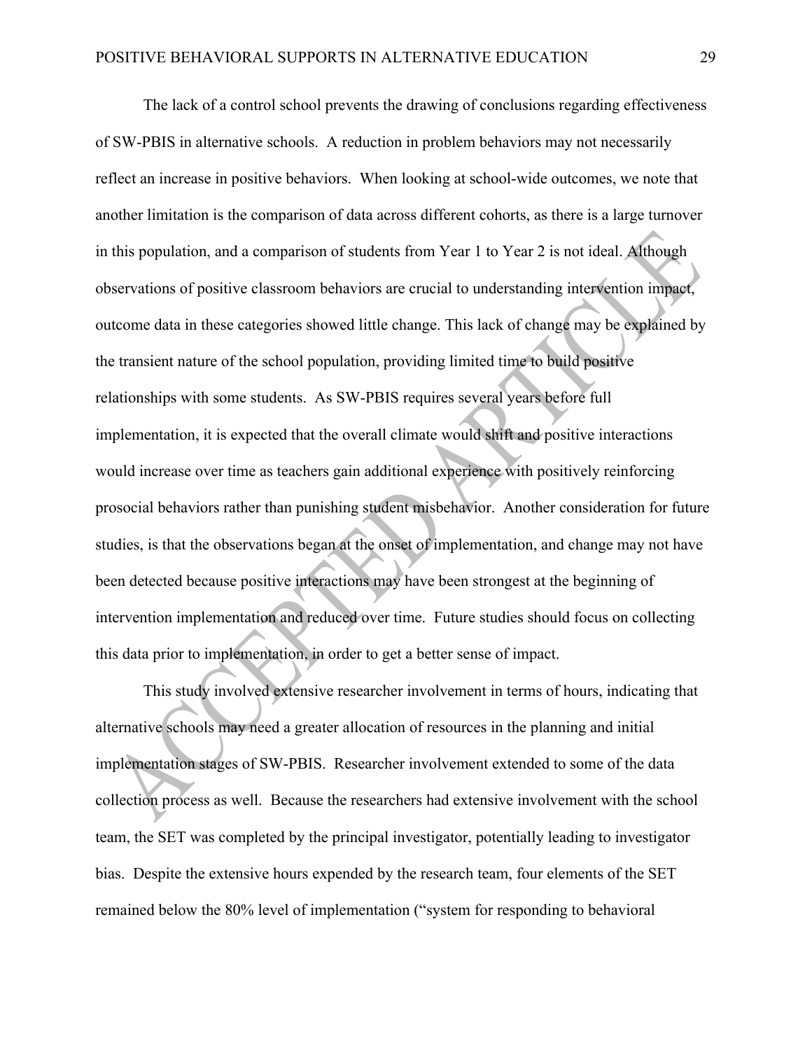The lack of a control school prevents the drawing of conclusions regarding effectiveness of SW-PBIS in alternative schools. A reduction in problem behaviors may not necessarily reflect an increase in positive behaviors. When looking at school-wide outcomes, we note that another limitation is the comparison of data across different cohorts, as there is a large turnover in this population, and a comparison of students from Year 1 to Year 2 is not ideal. Although observations of positive classroom behaviors are crucial to understanding intervention impact, outcome data in these categories showed little change. This lack of change may be explained by the transient nature of the school population, providing limited time to build positive relationships with some students. As SW-PBIS requires several years before full implementation, it is expected that the overall climate would shift and positive interactions would increase over time as teachers gain additional experience with positively reinforcing prosocial behaviors rather than punishing student misbehavior. Another consideration for future studies, is that the observations began at the onset of implementation, and change may not have been detected because positive interactions may have been strongest at the beginning of intervention implementation and reduced over time. Future studies should focus on collecting this data prior to implementation, in order to get a better sense of impact.

This study involved extensive researcher involvement in terms of hours, indicating that alternative schools may need a greater allocation of resources in the planning and initial implementation stages of SW-PBIS. Researcher involvement extended to some of the data collection process as well. Because the researchers had extensive involvement with the school team, the SET was completed by the principal investigator, potentially leading to investigator bias. Despite the extensive hours expended by the research team, four elements of the SET remained below the 80% level of implementation ("system for responding to behavioral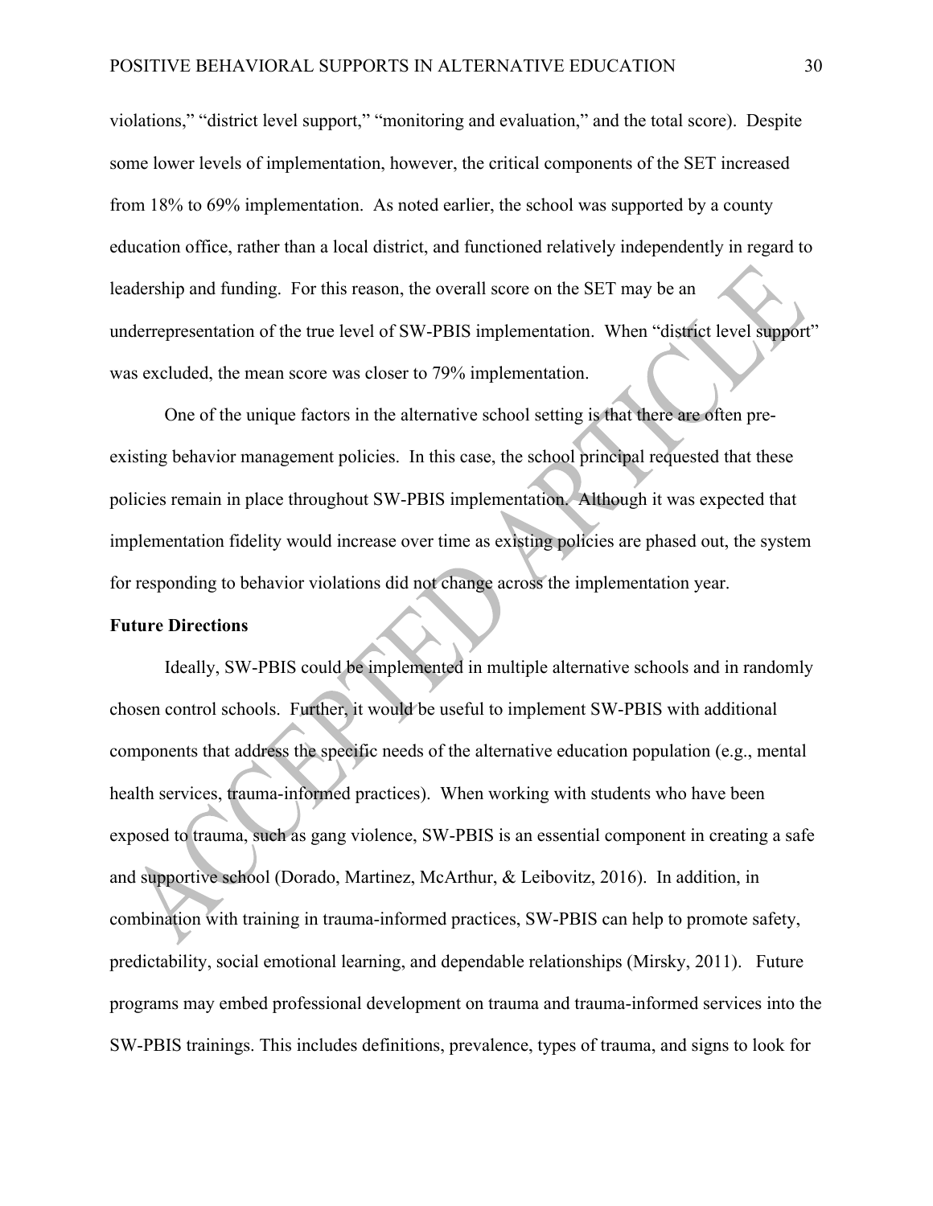violations," "district level support," "monitoring and evaluation," and the total score). Despite some lower levels of implementation, however, the critical components of the SET increased from 18% to 69% implementation. As noted earlier, the school was supported by a county education office, rather than a local district, and functioned relatively independently in regard to leadership and funding. For this reason, the overall score on the SET may be an underrepresentation of the true level of SW-PBIS implementation. When "district level support" was excluded, the mean score was closer to 79% implementation.

One of the unique factors in the alternative school setting is that there are often pre-existing behavior management policies. In this case, the school principal requested that these policies remain in place throughout SW-PBIS implementation. Although it was expected that implementation fidelity would increase over time as existing policies are phased out, the system for responding to behavior violations did not change across the implementation year.

**Future Directions**

Ideally, SW-PBIS could be implemented in multiple alternative schools and in randomly chosen control schools. Further, it would be useful to implement SW-PBIS with additional components that address the specific needs of the alternative education population (e.g., mental health services, trauma-informed practices). When working with students who have been exposed to trauma, such as gang violence, SW-PBIS is an essential component in creating a safe and supportive school (Dorado, Martinez, McArthur, & Leibovitz, 2016). In addition, in combination with training in trauma-informed practices, SW-PBIS can help to promote safety, predictability, social emotional learning, and dependable relationships (Mirsky, 2011). Future programs may embed professional development on trauma and trauma-informed services into the SW-PBIS trainings. This includes definitions, prevalence, types of trauma, and signs to look for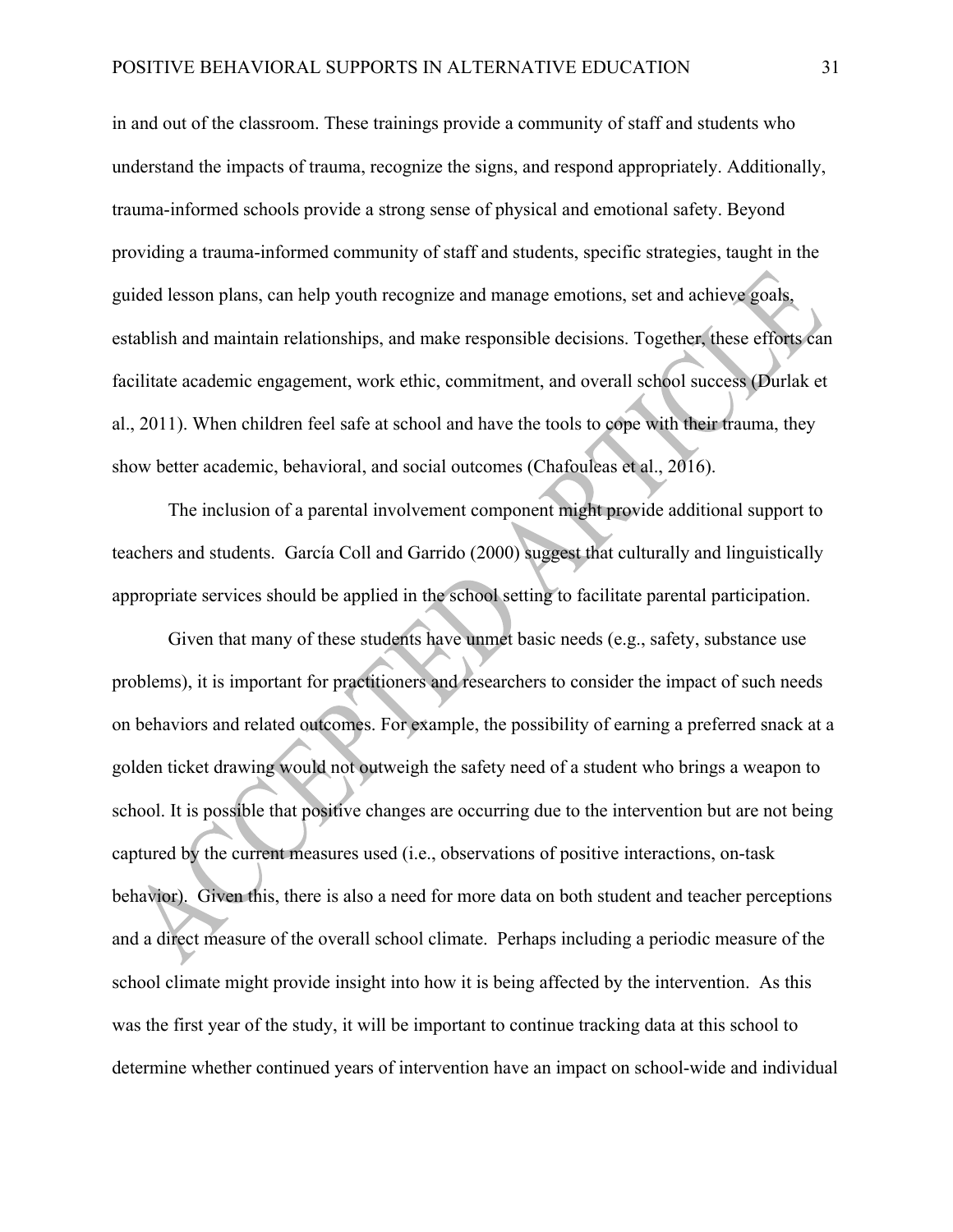in and out of the classroom. These trainings provide a community of staff and students who understand the impacts of trauma, recognize the signs, and respond appropriately. Additionally, trauma-informed schools provide a strong sense of physical and emotional safety. Beyond providing a trauma-informed community of staff and students, specific strategies, taught in the guided lesson plans, can help youth recognize and manage emotions, set and achieve goals, establish and maintain relationships, and make responsible decisions. Together, these efforts can facilitate academic engagement, work ethic, commitment, and overall school success (Durlak et al., 2011). When children feel safe at school and have the tools to cope with their trauma, they show better academic, behavioral, and social outcomes (Chafouleas et al., 2016).

The inclusion of a parental involvement component might provide additional support to teachers and students. García Coll and Garrido (2000) suggest that culturally and linguistically appropriate services should be applied in the school setting to facilitate parental participation.

Given that many of these students have unmet basic needs (e.g., safety, substance use problems), it is important for practitioners and researchers to consider the impact of such needs on behaviors and related outcomes. For example, the possibility of earning a preferred snack at a golden ticket drawing would not outweigh the safety need of a student who brings a weapon to school. It is possible that positive changes are occurring due to the intervention but are not being captured by the current measures used (i.e., observations of positive interactions, on-task behavior). Given this, there is also a need for more data on both student and teacher perceptions and a direct measure of the overall school climate. Perhaps including a periodic measure of the school climate might provide insight into how it is being affected by the intervention. As this was the first year of the study, it will be important to continue tracking data at this school to determine whether continued years of intervention have an impact on school-wide and individual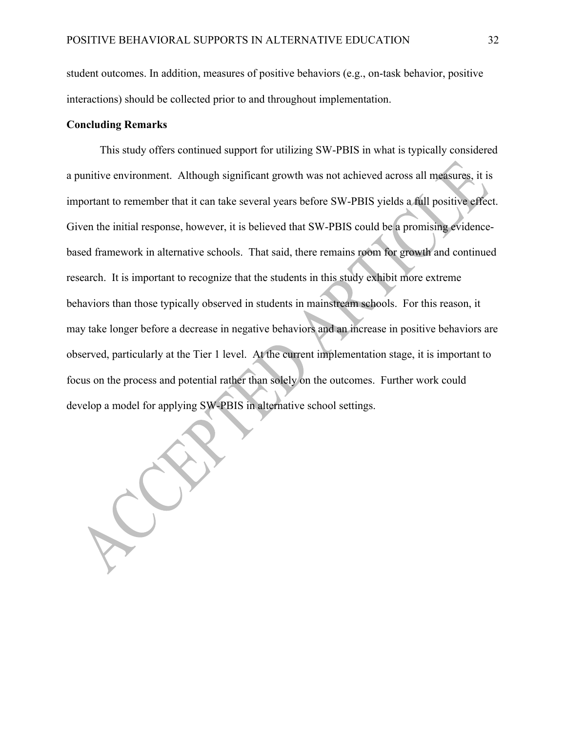student outcomes. In addition, measures of positive behaviors (e.g., on-task behavior, positive interactions) should be collected prior to and throughout implementation.

**Concluding Remarks**

This study offers continued support for utilizing SW-PBIS in what is typically considered a punitive environment. Although significant growth was not achieved across all measures, it is important to remember that it can take several years before SW-PBIS yields a full positive effect. Given the initial response, however, it is believed that SW-PBIS could be a promising evidence-based framework in alternative schools. That said, there remains room for growth and continued research. It is important to recognize that the students in this study exhibit more extreme behaviors than those typically observed in students in mainstream schools. For this reason, it may take longer before a decrease in negative behaviors and an increase in positive behaviors are observed, particularly at the Tier 1 level. At the current implementation stage, it is important to focus on the process and potential rather than solely on the outcomes. Further work could develop a model for applying SW-PBIS in alternative school settings.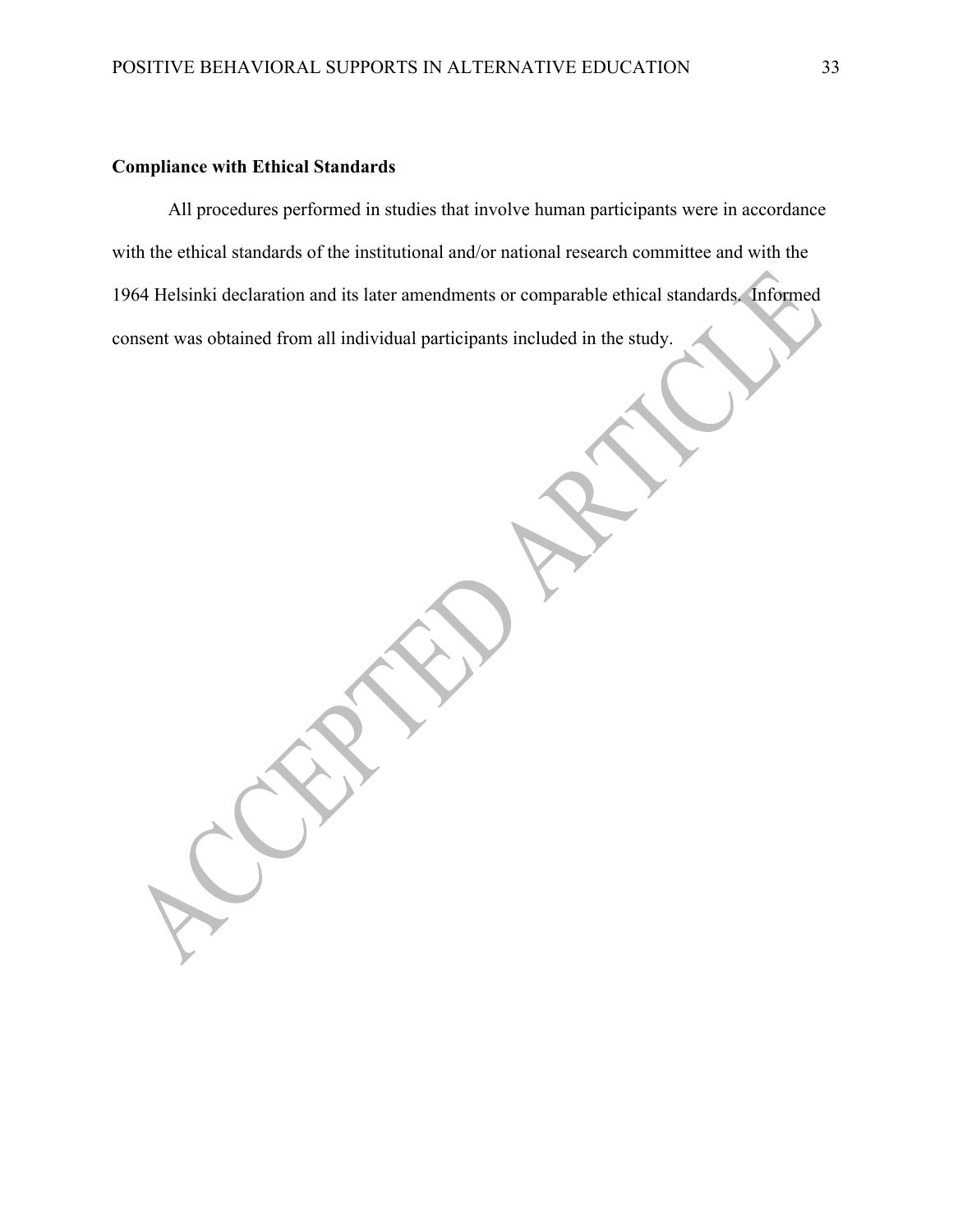**Compliance with Ethical Standards**

All procedures performed in studies that involve human participants were in accordance with the ethical standards of the institutional and/or national research committee and with the 1964 Helsinki declaration and its later amendments or comparable ethical standards. Informed consent was obtained from all individual participants included in the study.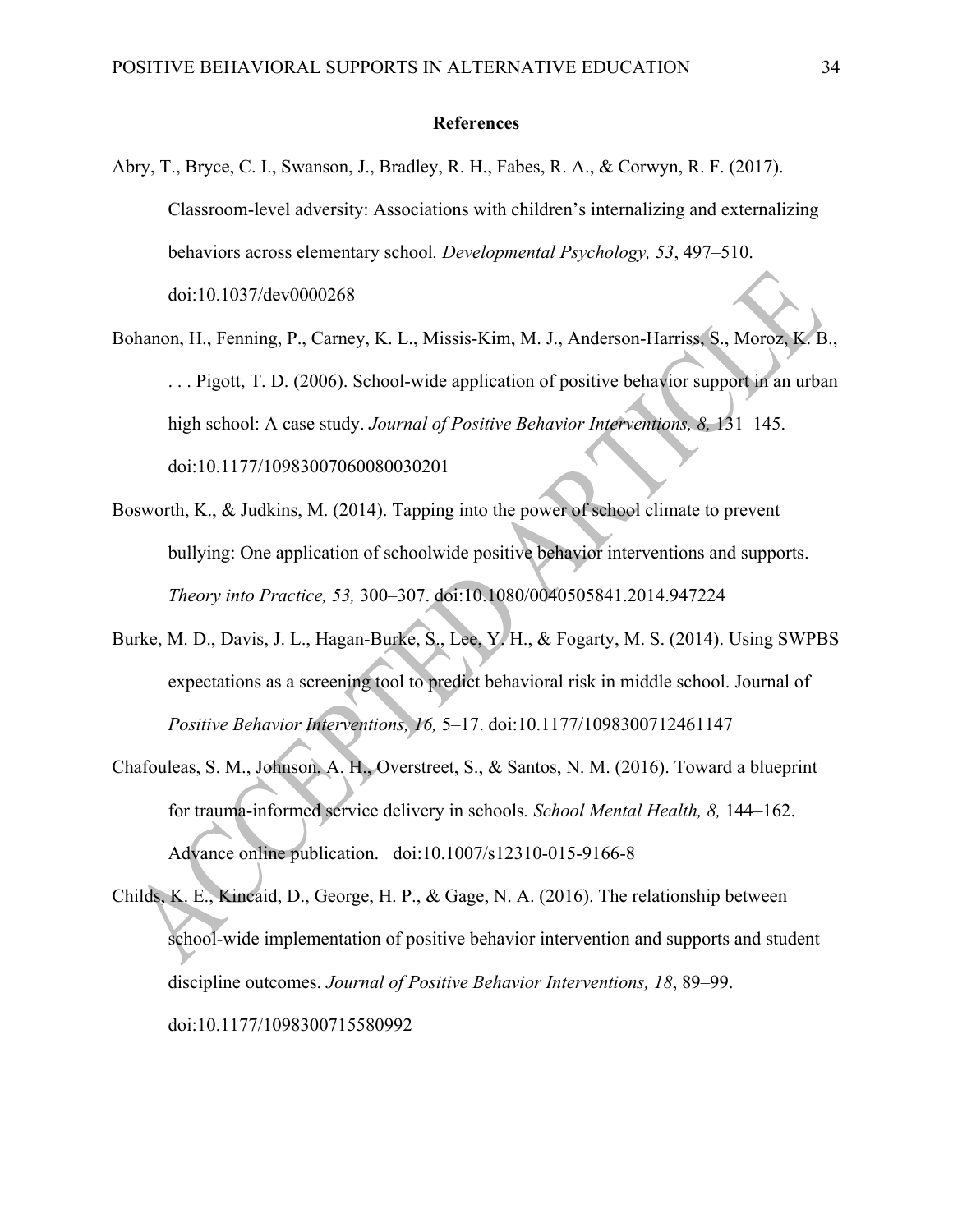# References

Abry, T., Bryce, C. I., Swanson, J., Bradley, R. H., Fabes, R. A., & Corwyn, R. F. (2017). Classroom-level adversity: Associations with children's internalizing and externalizing behaviors across elementary school. *Developmental Psychology, 53*, 497–510. doi:10.1037/dev0000268

Bohanon, H., Fenning, P., Carney, K. L., Missis-Kim, M. J., Anderson-Harriss, S., Moroz, K. B., . . . Pigott, T. D. (2006). School-wide application of positive behavior support in an urban high school: A case study. *Journal of Positive Behavior Interventions, 8,* 131–145. doi:10.1177/10983007060080030201

Bosworth, K., & Judkins, M. (2014). Tapping into the power of school climate to prevent bullying: One application of schoolwide positive behavior interventions and supports. *Theory into Practice, 53,* 300–307. doi:10.1080/0040505841.2014.947224

Burke, M. D., Davis, J. L., Hagan-Burke, S., Lee, Y. H., & Fogarty, M. S. (2014). Using SWPBS expectations as a screening tool to predict behavioral risk in middle school. Journal of *Positive Behavior Interventions, 16,* 5–17. doi:10.1177/1098300712461147

Chafouleas, S. M., Johnson, A. H., Overstreet, S., & Santos, N. M. (2016). Toward a blueprint for trauma-informed service delivery in schools. *School Mental Health, 8,* 144–162. Advance online publication. doi:10.1007/s12310-015-9166-8

Childs, K. E., Kincaid, D., George, H. P., & Gage, N. A. (2016). The relationship between school-wide implementation of positive behavior intervention and supports and student discipline outcomes. *Journal of Positive Behavior Interventions, 18*, 89–99. doi:10.1177/1098300715580992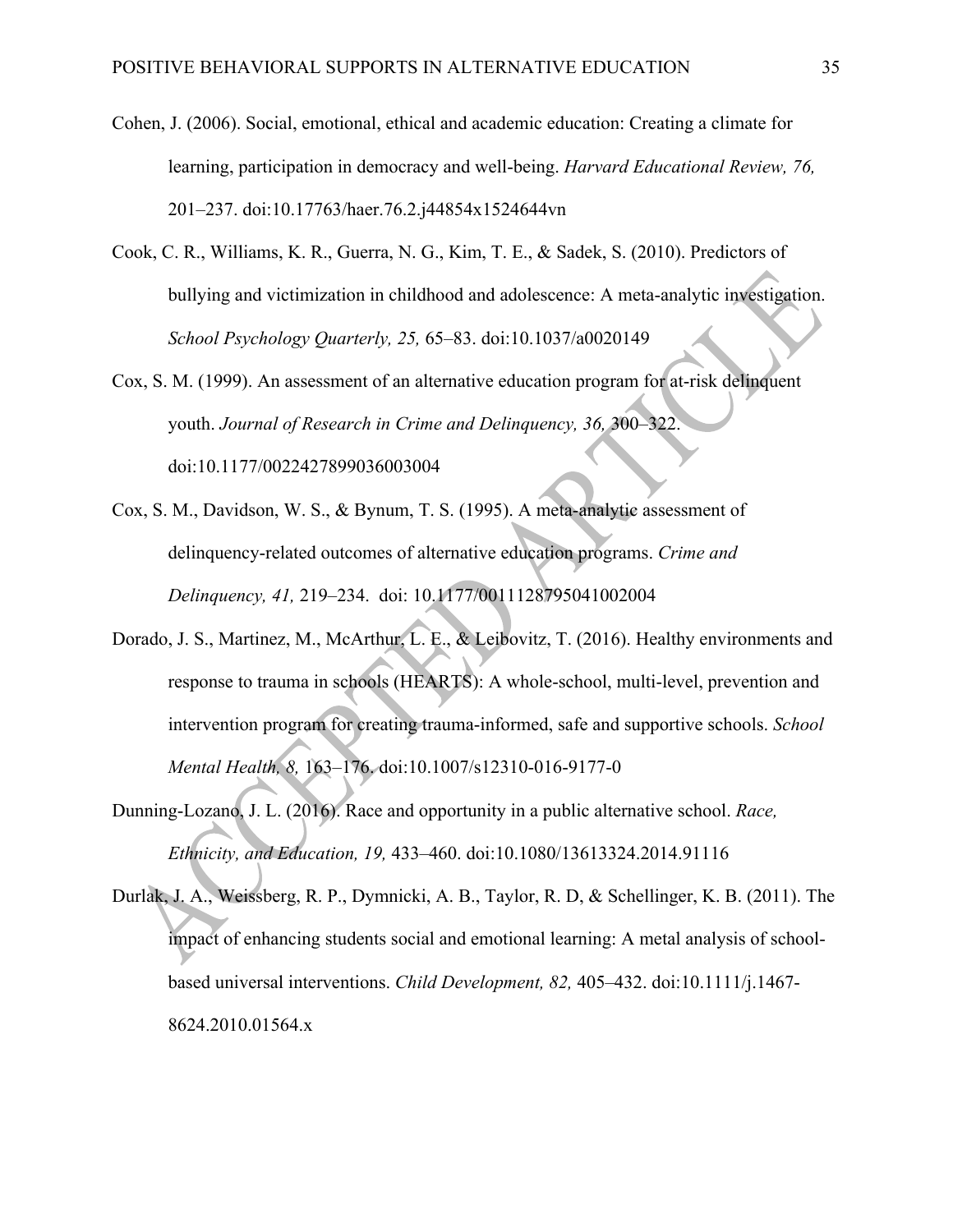Cohen, J. (2006). Social, emotional, ethical and academic education: Creating a climate for learning, participation in democracy and well-being. *Harvard Educational Review, 76,* 201–237. doi:10.17763/haer.76.2.j44854x1524644vn

Cook, C. R., Williams, K. R., Guerra, N. G., Kim, T. E., & Sadek, S. (2010). Predictors of bullying and victimization in childhood and adolescence: A meta-analytic investigation. *School Psychology Quarterly, 25,* 65–83. doi:10.1037/a0020149

Cox, S. M. (1999). An assessment of an alternative education program for at-risk delinquent youth. *Journal of Research in Crime and Delinquency, 36,* 300–322. doi:10.1177/0022427899036003004

Cox, S. M., Davidson, W. S., & Bynum, T. S. (1995). A meta-analytic assessment of delinquency-related outcomes of alternative education programs. *Crime and Delinquency, 41,* 219–234. doi: 10.1177/0011128795041002004

Dorado, J. S., Martinez, M., McArthur, L. E., & Leibovitz, T. (2016). Healthy environments and response to trauma in schools (HEARTS): A whole-school, multi-level, prevention and intervention program for creating trauma-informed, safe and supportive schools. *School Mental Health, 8,* 163–176. doi:10.1007/s12310-016-9177-0

Dunning-Lozano, J. L. (2016). Race and opportunity in a public alternative school. *Race, Ethnicity, and Education, 19,* 433–460. doi:10.1080/13613324.2014.91116

Durlak, J. A., Weissberg, R. P., Dymnicki, A. B., Taylor, R. D, & Schellinger, K. B. (2011). The impact of enhancing students social and emotional learning: A metal analysis of school-based universal interventions. *Child Development, 82,* 405–432. doi:10.1111/j.1467-8624.2010.01564.x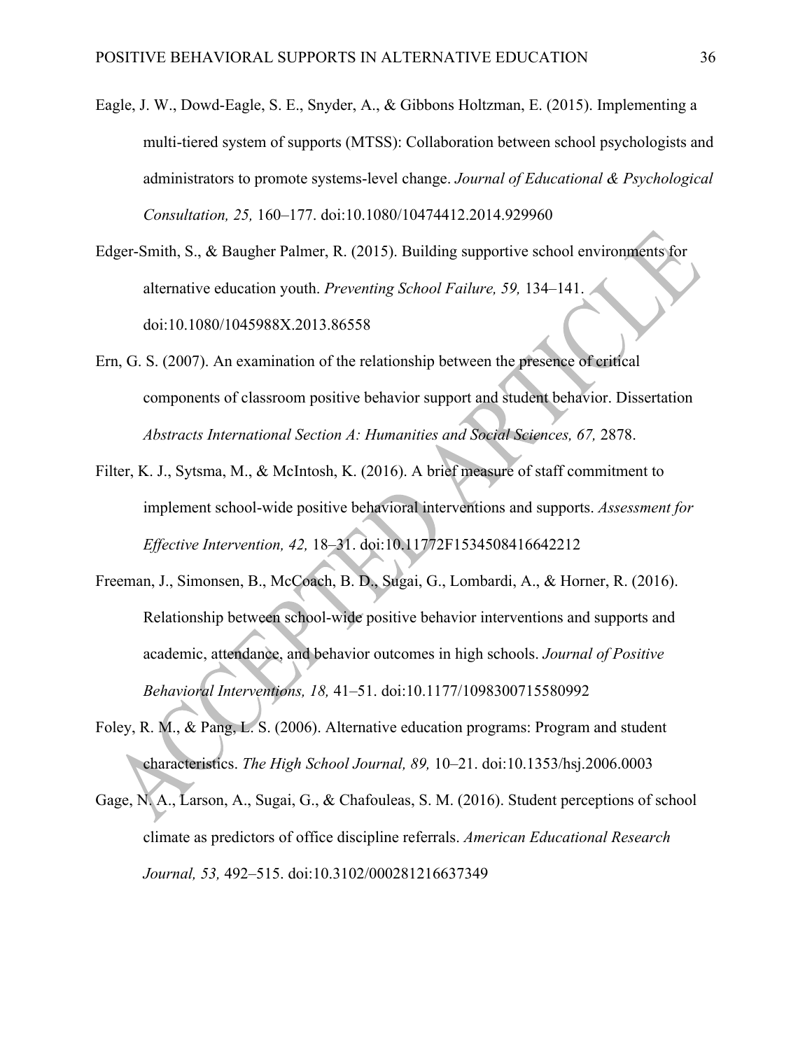Eagle, J. W., Dowd-Eagle, S. E., Snyder, A., & Gibbons Holtzman, E. (2015). Implementing a multi-tiered system of supports (MTSS): Collaboration between school psychologists and administrators to promote systems-level change. *Journal of Educational & Psychological Consultation, 25,* 160–177. doi:10.1080/10474412.2014.929960

Edger-Smith, S., & Baugher Palmer, R. (2015). Building supportive school environments for alternative education youth. *Preventing School Failure, 59,* 134–141. doi:10.1080/1045988X.2013.86558

Ern, G. S. (2007). An examination of the relationship between the presence of critical components of classroom positive behavior support and student behavior. Dissertation *Abstracts International Section A: Humanities and Social Sciences, 67,* 2878.

Filter, K. J., Sytsma, M., & McIntosh, K. (2016). A brief measure of staff commitment to implement school-wide positive behavioral interventions and supports. *Assessment for Effective Intervention, 42,* 18–31. doi:10.11772F1534508416642212

Freeman, J., Simonsen, B., McCoach, B. D., Sugai, G., Lombardi, A., & Horner, R. (2016). Relationship between school-wide positive behavior interventions and supports and academic, attendance, and behavior outcomes in high schools. *Journal of Positive Behavioral Interventions, 18,* 41–51. doi:10.1177/1098300715580992

Foley, R. M., & Pang, L. S. (2006). Alternative education programs: Program and student characteristics. *The High School Journal, 89,* 10–21. doi:10.1353/hsj.2006.0003

Gage, N. A., Larson, A., Sugai, G., & Chafouleas, S. M. (2016). Student perceptions of school climate as predictors of office discipline referrals. *American Educational Research Journal, 53,* 492–515. doi:10.3102/000281216637349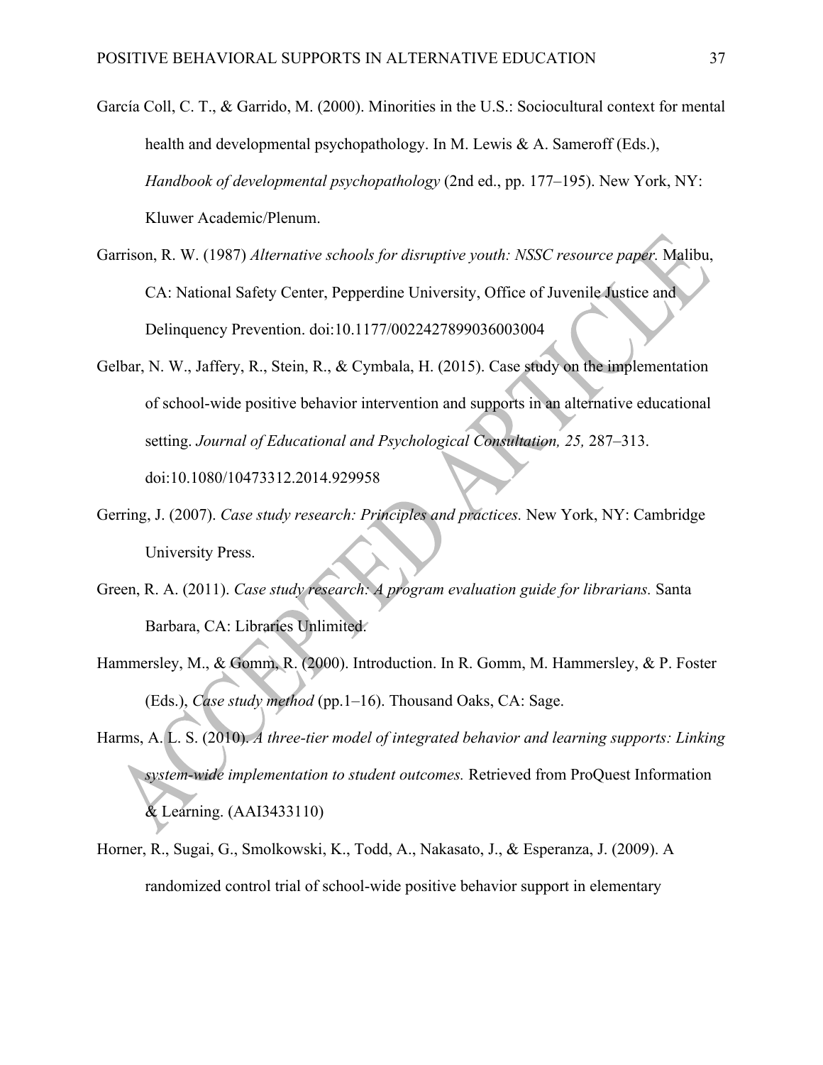García Coll, C. T., & Garrido, M. (2000). Minorities in the U.S.: Sociocultural context for mental health and developmental psychopathology. In M. Lewis & A. Sameroff (Eds.), *Handbook of developmental psychopathology* (2nd ed., pp. 177–195). New York, NY: Kluwer Academic/Plenum.

Garrison, R. W. (1987) *Alternative schools for disruptive youth: NSSC resource paper.* Malibu, CA: National Safety Center, Pepperdine University, Office of Juvenile Justice and Delinquency Prevention. doi:10.1177/0022427899036003004

Gelbar, N. W., Jaffery, R., Stein, R., & Cymbala, H. (2015). Case study on the implementation of school-wide positive behavior intervention and supports in an alternative educational setting. *Journal of Educational and Psychological Consultation, 25,* 287–313. doi:10.1080/10473312.2014.929958

Gerring, J. (2007). *Case study research: Principles and practices.* New York, NY: Cambridge University Press.

Green, R. A. (2011). *Case study research: A program evaluation guide for librarians.* Santa Barbara, CA: Libraries Unlimited.

Hammersley, M., & Gomm, R. (2000). Introduction. In R. Gomm, M. Hammersley, & P. Foster (Eds.), *Case study method* (pp.1–16). Thousand Oaks, CA: Sage.

Harms, A. L. S. (2010). *A three-tier model of integrated behavior and learning supports: Linking system-wide implementation to student outcomes.* Retrieved from ProQuest Information & Learning. (AAI3433110)

Horner, R., Sugai, G., Smolkowski, K., Todd, A., Nakasato, J., & Esperanza, J. (2009). A randomized control trial of school-wide positive behavior support in elementary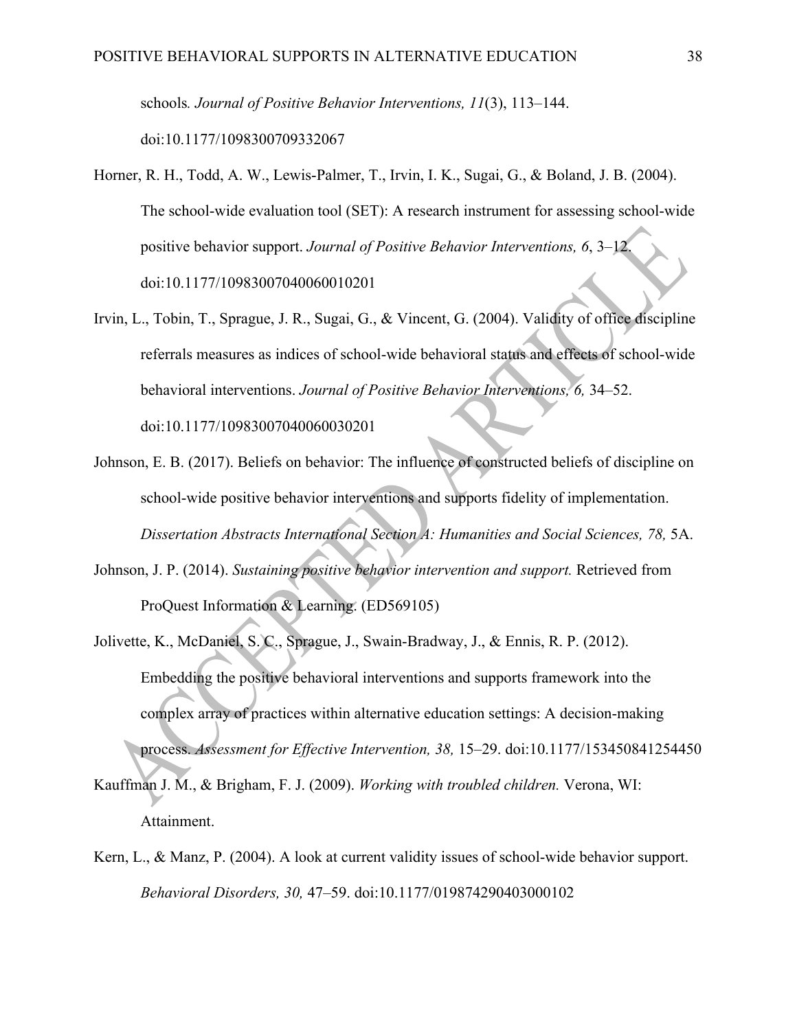schools*. Journal of Positive Behavior Interventions, 11*(3), 113–144. doi:10.1177/1098300709332067

Horner, R. H., Todd, A. W., Lewis-Palmer, T., Irvin, I. K., Sugai, G., & Boland, J. B. (2004). The school-wide evaluation tool (SET): A research instrument for assessing school-wide positive behavior support. *Journal of Positive Behavior Interventions, 6*, 3–12. doi:10.1177/10983007040060010201

Irvin, L., Tobin, T., Sprague, J. R., Sugai, G., & Vincent, G. (2004). Validity of office discipline referrals measures as indices of school-wide behavioral status and effects of school-wide behavioral interventions. *Journal of Positive Behavior Interventions, 6,* 34–52. doi:10.1177/10983007040060030201

Johnson, E. B. (2017). Beliefs on behavior: The influence of constructed beliefs of discipline on school-wide positive behavior interventions and supports fidelity of implementation. *Dissertation Abstracts International Section A: Humanities and Social Sciences, 78,* 5A.

Johnson, J. P. (2014). *Sustaining positive behavior intervention and support.* Retrieved from ProQuest Information & Learning. (ED569105)

Jolivette, K., McDaniel, S. C., Sprague, J., Swain-Bradway, J., & Ennis, R. P. (2012). Embedding the positive behavioral interventions and supports framework into the complex array of practices within alternative education settings: A decision-making process. *Assessment for Effective Intervention, 38,* 15–29. doi:10.1177/153450841254450

Kauffman J. M., & Brigham, F. J. (2009). *Working with troubled children.* Verona, WI: Attainment.

Kern, L., & Manz, P. (2004). A look at current validity issues of school-wide behavior support. *Behavioral Disorders, 30,* 47–59. doi:10.1177/019874290403000102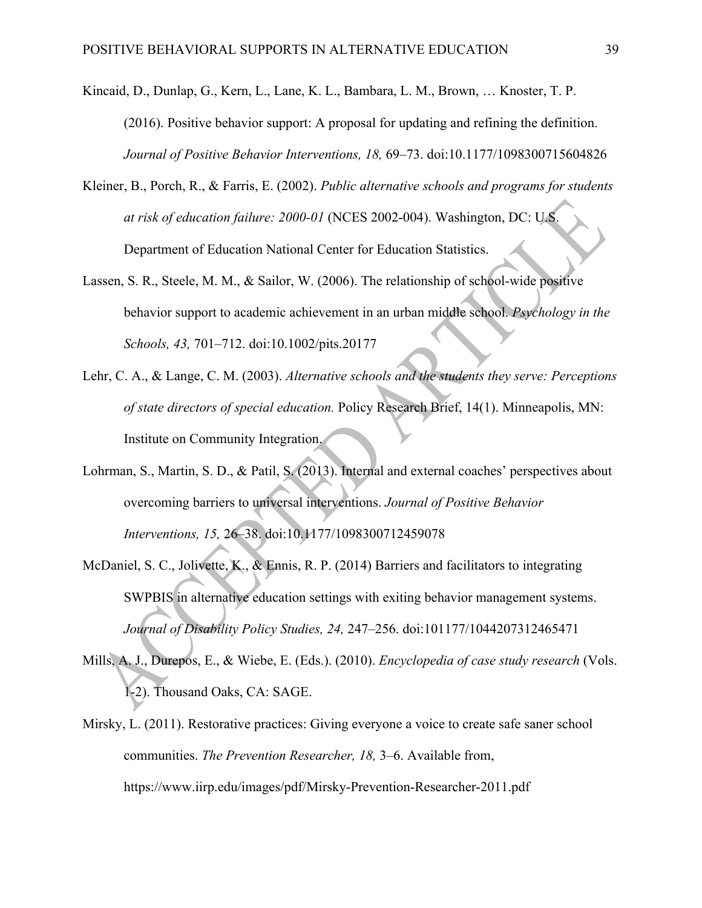Kincaid, D., Dunlap, G., Kern, L., Lane, K. L., Bambara, L. M., Brown, … Knoster, T. P. (2016). Positive behavior support: A proposal for updating and refining the definition. *Journal of Positive Behavior Interventions, 18,* 69–73. doi:10.1177/1098300715604826

Kleiner, B., Porch, R., & Farris, E. (2002). *Public alternative schools and programs for students at risk of education failure: 2000-01* (NCES 2002-004). Washington, DC: U.S. Department of Education National Center for Education Statistics.

Lassen, S. R., Steele, M. M., & Sailor, W. (2006). The relationship of school-wide positive behavior support to academic achievement in an urban middle school. *Psychology in the Schools, 43,* 701–712. doi:10.1002/pits.20177

Lehr, C. A., & Lange, C. M. (2003). *Alternative schools and the students they serve: Perceptions of state directors of special education.* Policy Research Brief, 14(1). Minneapolis, MN: Institute on Community Integration.

Lohrman, S., Martin, S. D., & Patil, S. (2013). Internal and external coaches' perspectives about overcoming barriers to universal interventions. *Journal of Positive Behavior Interventions, 15,* 26–38. doi:10.1177/1098300712459078

McDaniel, S. C., Jolivette, K., & Ennis, R. P. (2014) Barriers and facilitators to integrating SWPBIS in alternative education settings with exiting behavior management systems. *Journal of Disability Policy Studies, 24,* 247–256. doi:101177/1044207312465471

Mills, A. J., Durepos, E., & Wiebe, E. (Eds.). (2010). *Encyclopedia of case study research* (Vols. 1-2). Thousand Oaks, CA: SAGE.

Mirsky, L. (2011). Restorative practices: Giving everyone a voice to create safe saner school communities. *The Prevention Researcher, 18,* 3–6. Available from, https://www.iirp.edu/images/pdf/Mirsky-Prevention-Researcher-2011.pdf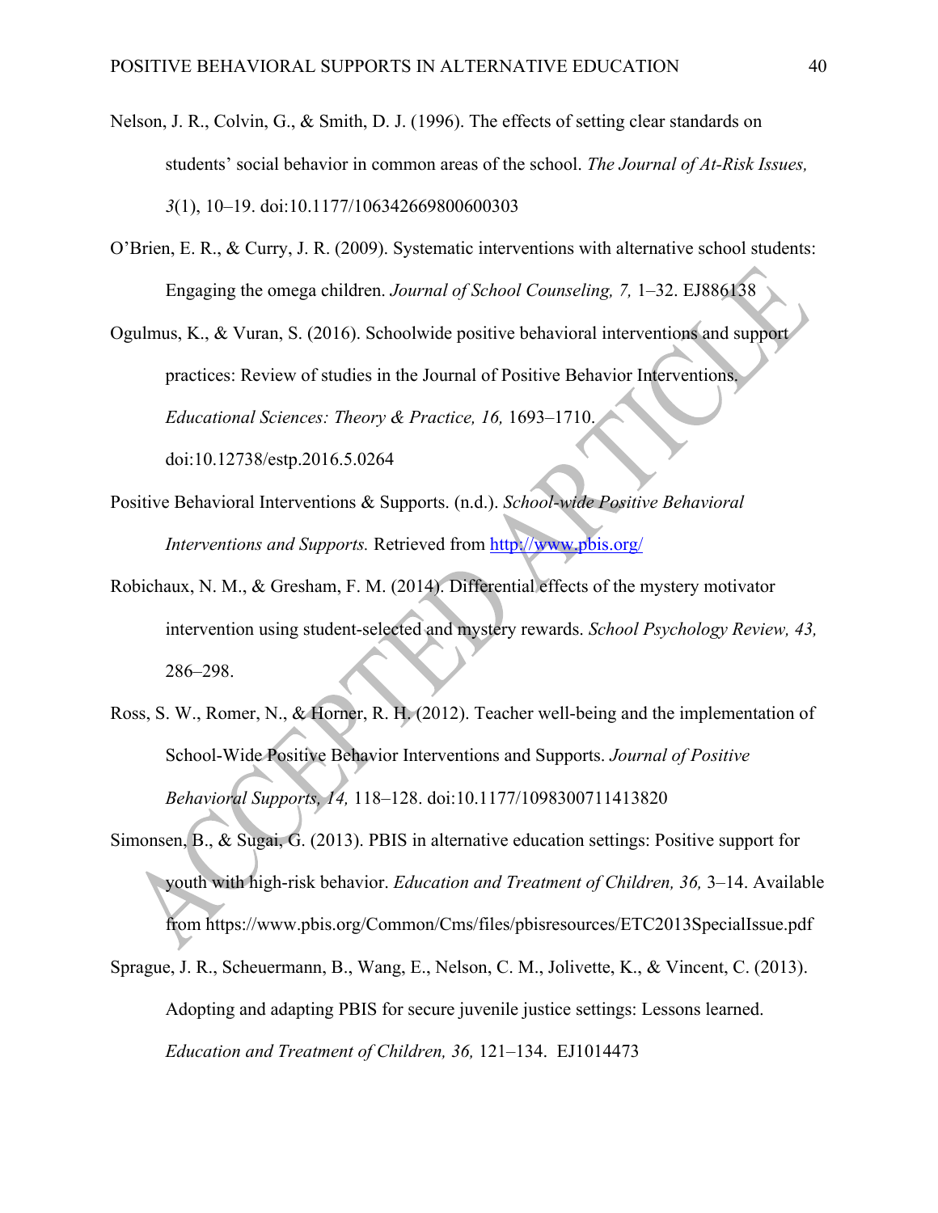Nelson, J. R., Colvin, G., & Smith, D. J. (1996). The effects of setting clear standards on students' social behavior in common areas of the school. *The Journal of At-Risk Issues, 3*(1), 10–19. doi:10.1177/106342669800600303

O'Brien, E. R., & Curry, J. R. (2009). Systematic interventions with alternative school students: Engaging the omega children. *Journal of School Counseling, 7,* 1–32. EJ886138

Ogulmus, K., & Vuran, S. (2016). Schoolwide positive behavioral interventions and support practices: Review of studies in the Journal of Positive Behavior Interventions. *Educational Sciences: Theory & Practice, 16,* 1693–1710. doi:10.12738/estp.2016.5.0264

Positive Behavioral Interventions & Supports. (n.d.). *School-wide Positive Behavioral Interventions and Supports.* Retrieved from http://www.pbis.org/

Robichaux, N. M., & Gresham, F. M. (2014). Differential effects of the mystery motivator intervention using student-selected and mystery rewards. *School Psychology Review, 43,* 286–298.

Ross, S. W., Romer, N., & Horner, R. H. (2012). Teacher well-being and the implementation of School-Wide Positive Behavior Interventions and Supports. *Journal of Positive Behavioral Supports, 14,* 118–128. doi:10.1177/1098300711413820

Simonsen, B., & Sugai, G. (2013). PBIS in alternative education settings: Positive support for youth with high-risk behavior. *Education and Treatment of Children, 36,* 3–14. Available from https://www.pbis.org/Common/Cms/files/pbisresources/ETC2013SpecialIssue.pdf

Sprague, J. R., Scheuermann, B., Wang, E., Nelson, C. M., Jolivette, K., & Vincent, C. (2013). Adopting and adapting PBIS for secure juvenile justice settings: Lessons learned. *Education and Treatment of Children, 36,* 121–134. EJ1014473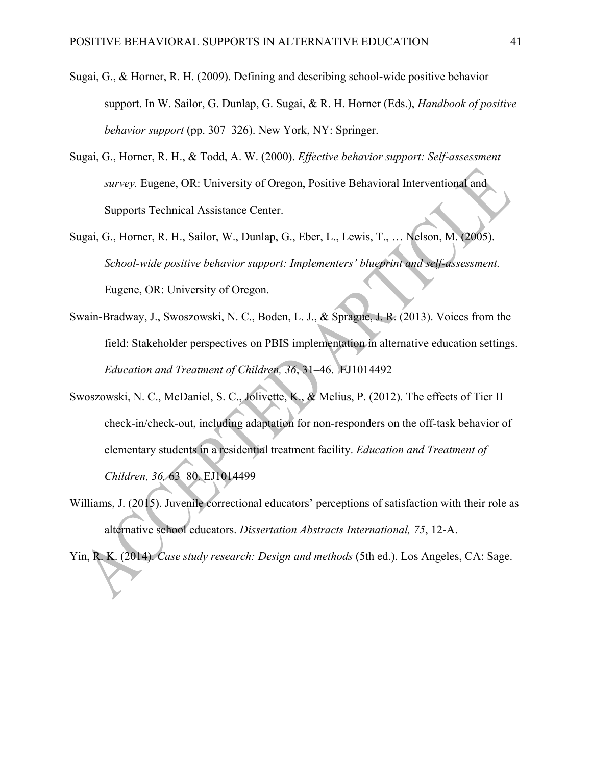Sugai, G., & Horner, R. H. (2009). Defining and describing school-wide positive behavior support. In W. Sailor, G. Dunlap, G. Sugai, & R. H. Horner (Eds.), *Handbook of positive behavior support* (pp. 307–326). New York, NY: Springer.

Sugai, G., Horner, R. H., & Todd, A. W. (2000). *Effective behavior support: Self-assessment survey.* Eugene, OR: University of Oregon, Positive Behavioral Interventional and Supports Technical Assistance Center.

Sugai, G., Horner, R. H., Sailor, W., Dunlap, G., Eber, L., Lewis, T., … Nelson, M. (2005). *School-wide positive behavior support: Implementers' blueprint and self-assessment.* Eugene, OR: University of Oregon.

Swain-Bradway, J., Swoszowski, N. C., Boden, L. J., & Sprague, J. R. (2013). Voices from the field: Stakeholder perspectives on PBIS implementation in alternative education settings. *Education and Treatment of Children, 36*, 31–46. EJ1014492

Swoszowski, N. C., McDaniel, S. C., Jolivette, K., & Melius, P. (2012). The effects of Tier II check-in/check-out, including adaptation for non-responders on the off-task behavior of elementary students in a residential treatment facility. *Education and Treatment of Children, 36,* 63–80. EJ1014499

Williams, J. (2015). Juvenile correctional educators' perceptions of satisfaction with their role as alternative school educators. *Dissertation Abstracts International, 75*, 12-A.

Yin, R. K. (2014). *Case study research: Design and methods* (5th ed.). Los Angeles, CA: Sage.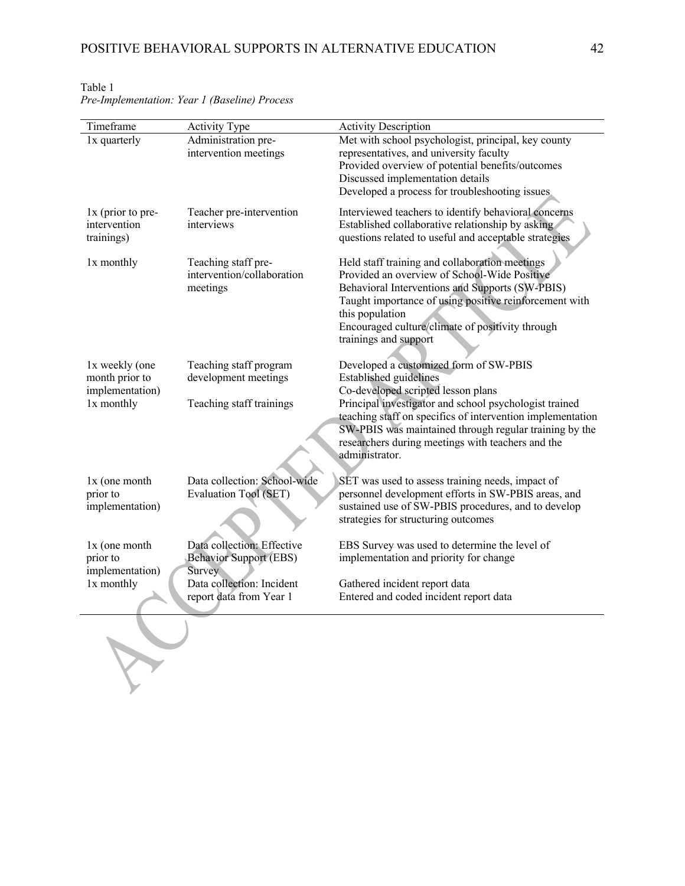Table 1
*Pre-Implementation: Year 1 (Baseline) Process*

| Timeframe | Activity Type | Activity Description |
|---|---|---|
| 1x quarterly | Administration pre-intervention meetings | Met with school psychologist, principal, key county representatives, and university faculty<br>Provided overview of potential benefits/outcomes<br>Discussed implementation details<br>Developed a process for troubleshooting issues |
| 1x (prior to pre-intervention trainings) | Teacher pre-intervention interviews | Interviewed teachers to identify behavioral concerns<br>Established collaborative relationship by asking questions related to useful and acceptable strategies |
| 1x monthly | Teaching staff pre-intervention/collaboration meetings | Held staff training and collaboration meetings<br>Provided an overview of School-Wide Positive Behavioral Interventions and Supports (SW-PBIS)<br>Taught importance of using positive reinforcement with this population<br>Encouraged culture/climate of positivity through trainings and support |
| 1x weekly (one month prior to implementation) | Teaching staff program development meetings | Developed a customized form of SW-PBIS<br>Established guidelines<br>Co-developed scripted lesson plans |
| 1x monthly | Teaching staff trainings | Principal investigator and school psychologist trained teaching staff on specifics of intervention implementation<br>SW-PBIS was maintained through regular training by the researchers during meetings with teachers and the administrator. |
| 1x (one month prior to implementation) | Data collection: School-wide Evaluation Tool (SET) | SET was used to assess training needs, impact of personnel development efforts in SW-PBIS areas, and sustained use of SW-PBIS procedures, and to develop strategies for structuring outcomes |
| 1x (one month prior to implementation) | Data collection: Effective Behavior Support (EBS) Survey | EBS Survey was used to determine the level of implementation and priority for change |
| 1x monthly | Data collection: Incident report data from Year 1 | Gathered incident report data<br>Entered and coded incident report data |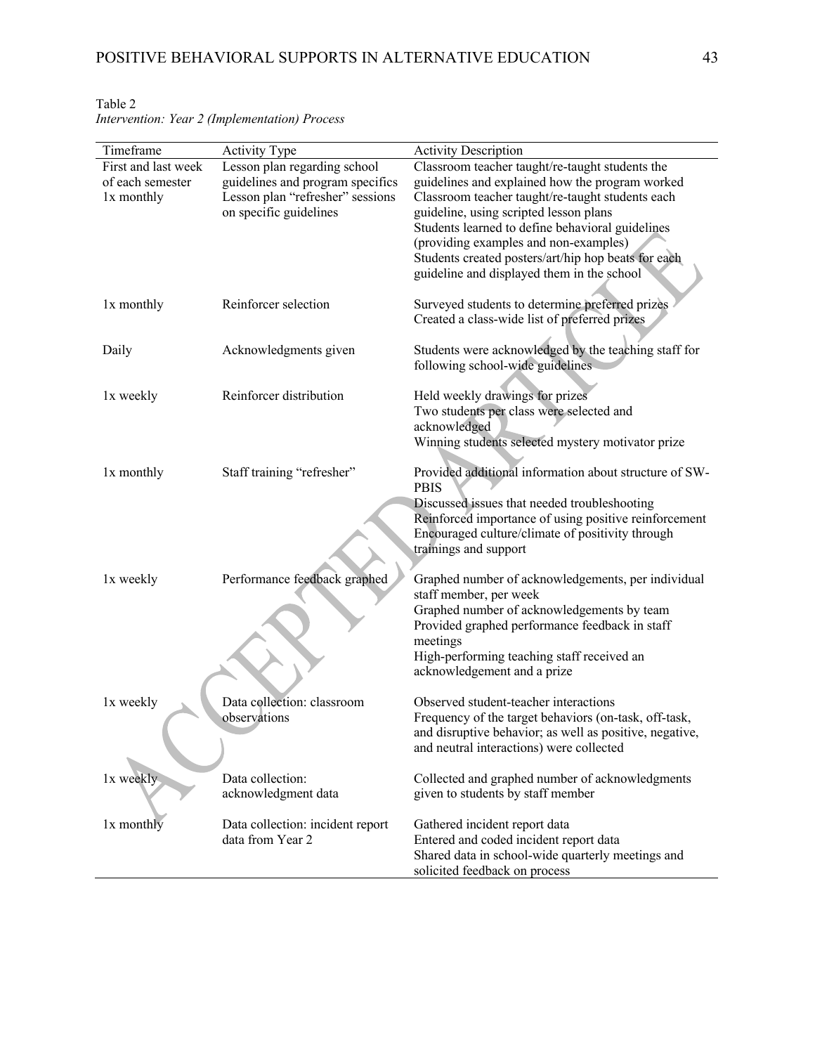Table 2
*Intervention: Year 2 (Implementation) Process*

| Timeframe | Activity Type | Activity Description |
|---|---|---|
| First and last week of each semester<br>1x monthly | Lesson plan regarding school guidelines and program specifics<br>Lesson plan "refresher" sessions on specific guidelines | Classroom teacher taught/re-taught students the guidelines and explained how the program worked<br>Classroom teacher taught/re-taught students each guideline, using scripted lesson plans<br>Students learned to define behavioral guidelines (providing examples and non-examples)<br>Students created posters/art/hip hop beats for each guideline and displayed them in the school |
| 1x monthly | Reinforcer selection | Surveyed students to determine preferred prizes<br>Created a class-wide list of preferred prizes |
| Daily | Acknowledgments given | Students were acknowledged by the teaching staff for following school-wide guidelines |
| 1x weekly | Reinforcer distribution | Held weekly drawings for prizes<br>Two students per class were selected and acknowledged<br>Winning students selected mystery motivator prize |
| 1x monthly | Staff training "refresher" | Provided additional information about structure of SW-PBIS<br>Discussed issues that needed troubleshooting<br>Reinforced importance of using positive reinforcement<br>Encouraged culture/climate of positivity through trainings and support |
| 1x weekly | Performance feedback graphed | Graphed number of acknowledgements, per individual staff member, per week<br>Graphed number of acknowledgements by team<br>Provided graphed performance feedback in staff meetings<br>High-performing teaching staff received an acknowledgement and a prize |
| 1x weekly | Data collection: classroom observations | Observed student-teacher interactions<br>Frequency of the target behaviors (on-task, off-task, and disruptive behavior; as well as positive, negative, and neutral interactions) were collected |
| 1x weekly | Data collection: acknowledgment data | Collected and graphed number of acknowledgments given to students by staff member |
| 1x monthly | Data collection: incident report data from Year 2 | Gathered incident report data<br>Entered and coded incident report data<br>Shared data in school-wide quarterly meetings and solicited feedback on process |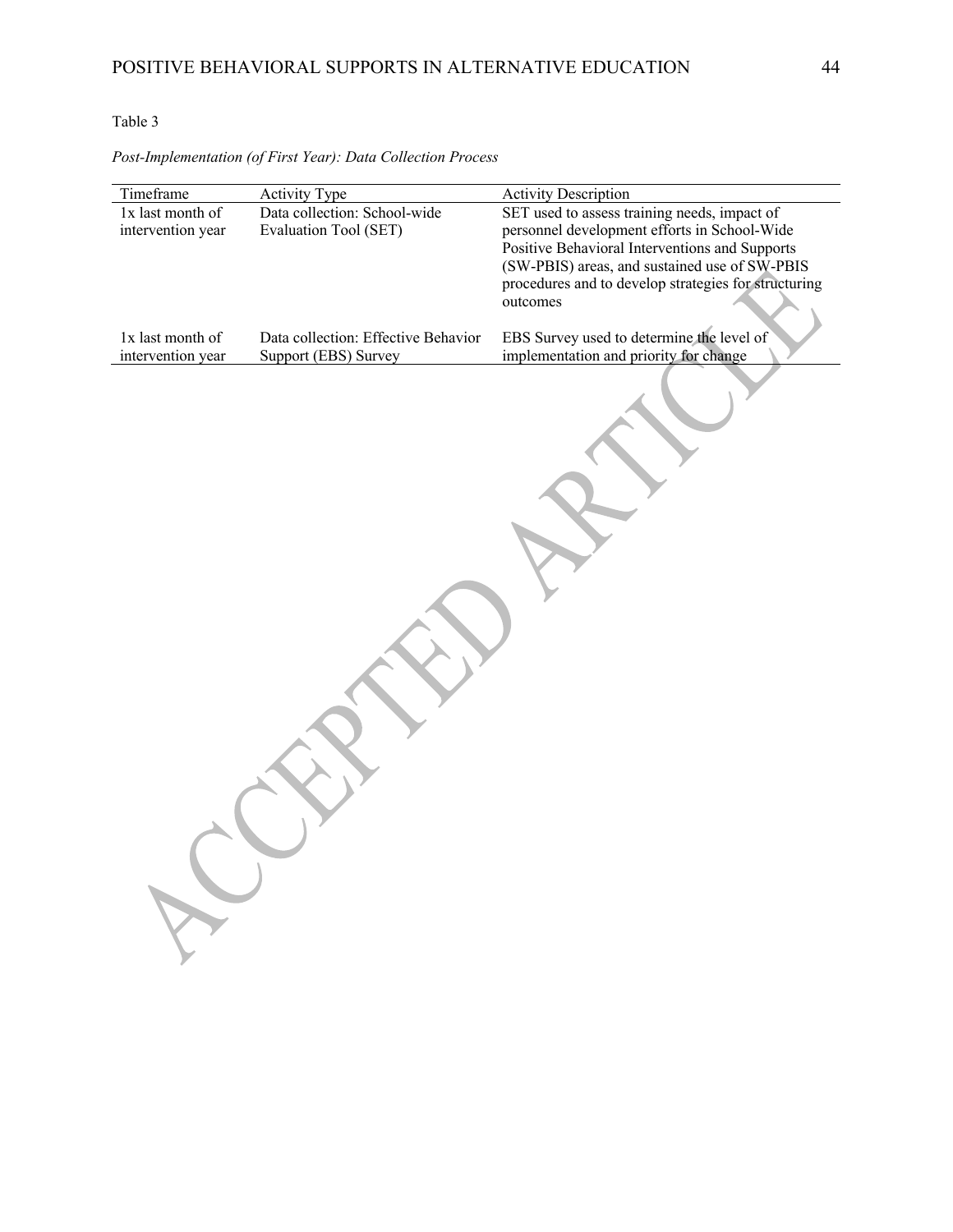Table 3

*Post-Implementation (of First Year): Data Collection Process*

| Timeframe | Activity Type | Activity Description |
|---|---|---|
| 1x last month of intervention year | Data collection: School-wide Evaluation Tool (SET) | SET used to assess training needs, impact of personnel development efforts in School-Wide Positive Behavioral Interventions and Supports (SW-PBIS) areas, and sustained use of SW-PBIS procedures and to develop strategies for structuring outcomes |
| 1x last month of intervention year | Data collection: Effective Behavior Support (EBS) Survey | EBS Survey used to determine the level of implementation and priority for change |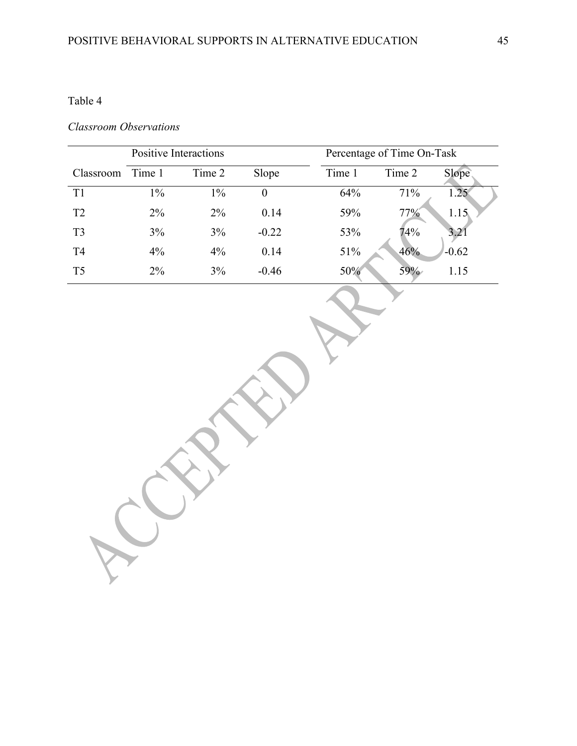Table 4

*Classroom Observations*

| | Positive Interactions | | | Percentage of Time On-Task | | |
|---|---|---|---|---|---|---|
| Classroom | Time 1 | Time 2 | Slope | Time 1 | Time 2 | Slope |
| T1 | 1% | 1% | 0 | 64% | 71% | 1.25 |
| T2 | 2% | 2% | 0.14 | 59% | 77% | 1.15 |
| T3 | 3% | 3% | -0.22 | 53% | 74% | 3.21 |
| T4 | 4% | 4% | 0.14 | 51% | 46% | -0.62 |
| T5 | 2% | 3% | -0.46 | 50% | 59% | 1.15 |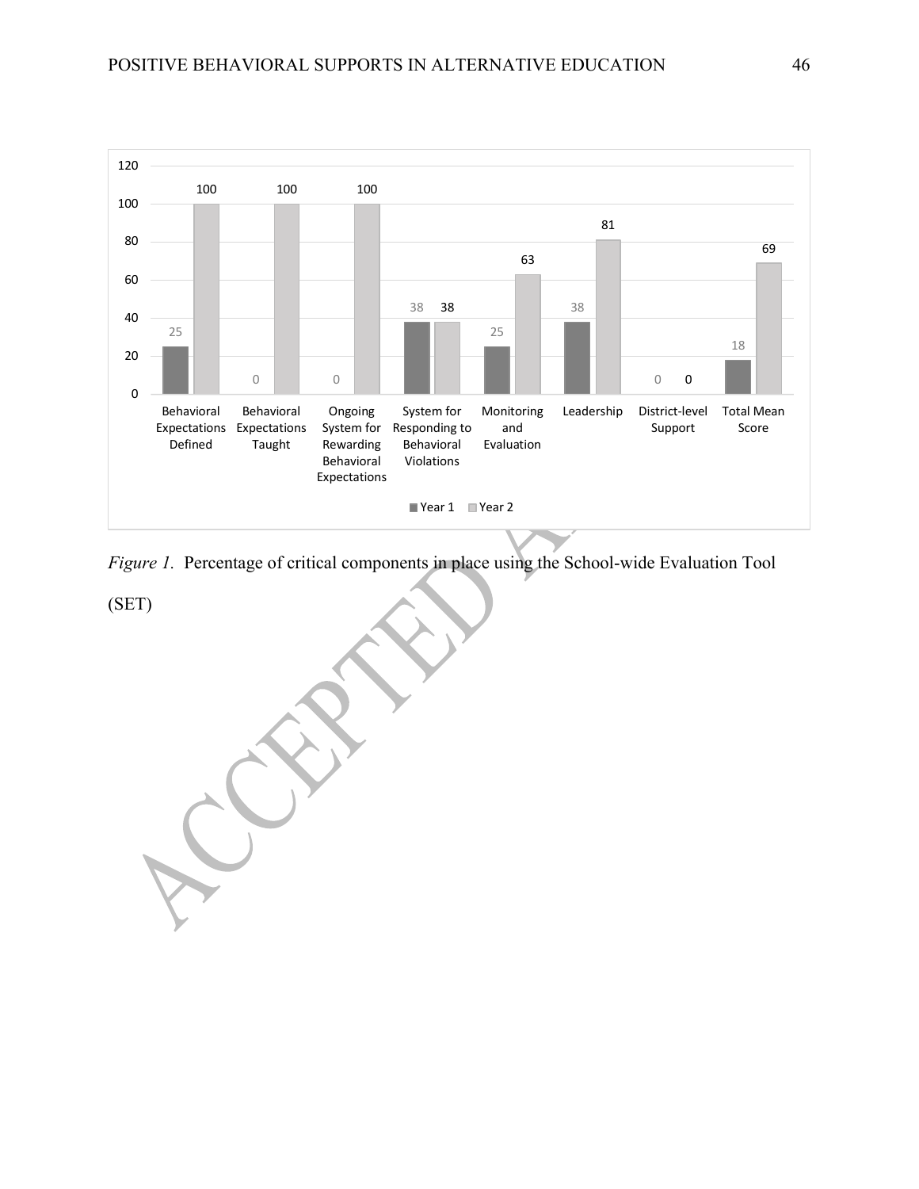120

100

80

60

40

20

0

100 100 100

25 0 0

38 38

25 63

38 81

0 0

18 69

Behavioral Expectations Defined

Behavioral Expectations Taught

Ongoing System for Rewarding Behavioral Expectations

System for Responding to Behavioral Violations

Monitoring and Evaluation

Leadership

District-level Support

Total Mean Score

Year 1 Year 2

*Figure 1.* Percentage of critical components in place using the School-wide Evaluation Tool (SET)